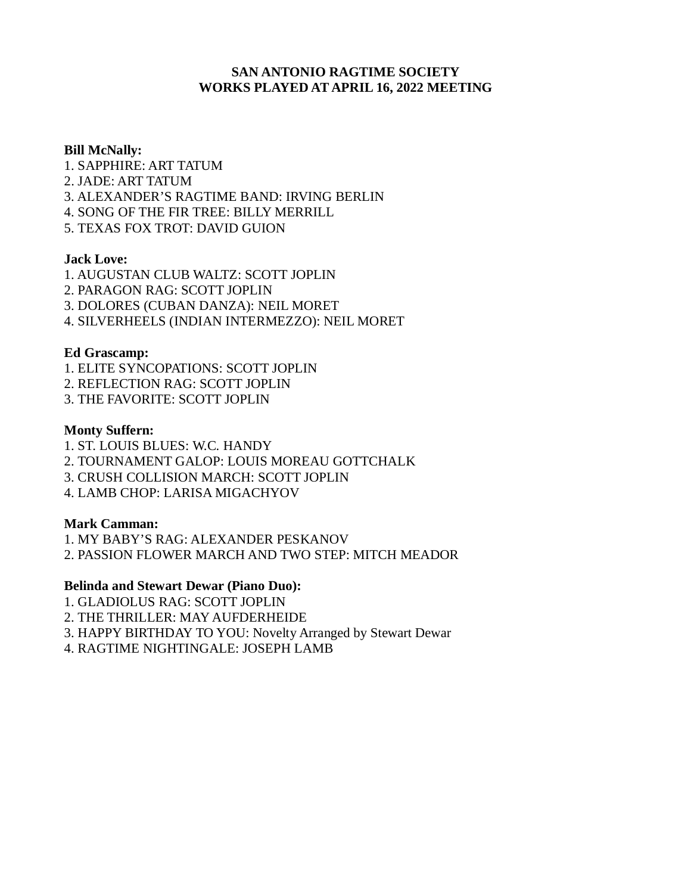# SAN ANTONIO RAGTIME SOCIETY
# WORKS PLAYED AT APRIL 16, 2022 MEETING

**Bill McNally:**
1. SAPPHIRE: ART TATUM
2. JADE: ART TATUM
3. ALEXANDER'S RAGTIME BAND: IRVING BERLIN
4. SONG OF THE FIR TREE: BILLY MERRILL
5. TEXAS FOX TROT: DAVID GUION

**Jack Love:**
1. AUGUSTAN CLUB WALTZ: SCOTT JOPLIN
2. PARAGON RAG: SCOTT JOPLIN
3. DOLORES (CUBAN DANZA): NEIL MORET
4. SILVERHEELS (INDIAN INTERMEZZO): NEIL MORET

**Ed Grascamp:**
1. ELITE SYNCOPATIONS: SCOTT JOPLIN
2. REFLECTION RAG: SCOTT JOPLIN
3. THE FAVORITE: SCOTT JOPLIN

**Monty Suffern:**
1. ST. LOUIS BLUES: W.C. HANDY
2. TOURNAMENT GALOP: LOUIS MOREAU GOTTCHALK
3. CRUSH COLLISION MARCH: SCOTT JOPLIN
4. LAMB CHOP: LARISA MIGACHYOV

**Mark Camman:**
1. MY BABY'S RAG: ALEXANDER PESKANOV
2. PASSION FLOWER MARCH AND TWO STEP: MITCH MEADOR

**Belinda and Stewart Dewar (Piano Duo):**
1. GLADIOLUS RAG: SCOTT JOPLIN
2. THE THRILLER: MAY AUFDERHEIDE
3. HAPPY BIRTHDAY TO YOU: Novelty Arranged by Stewart Dewar
4. RAGTIME NIGHTINGALE: JOSEPH LAMB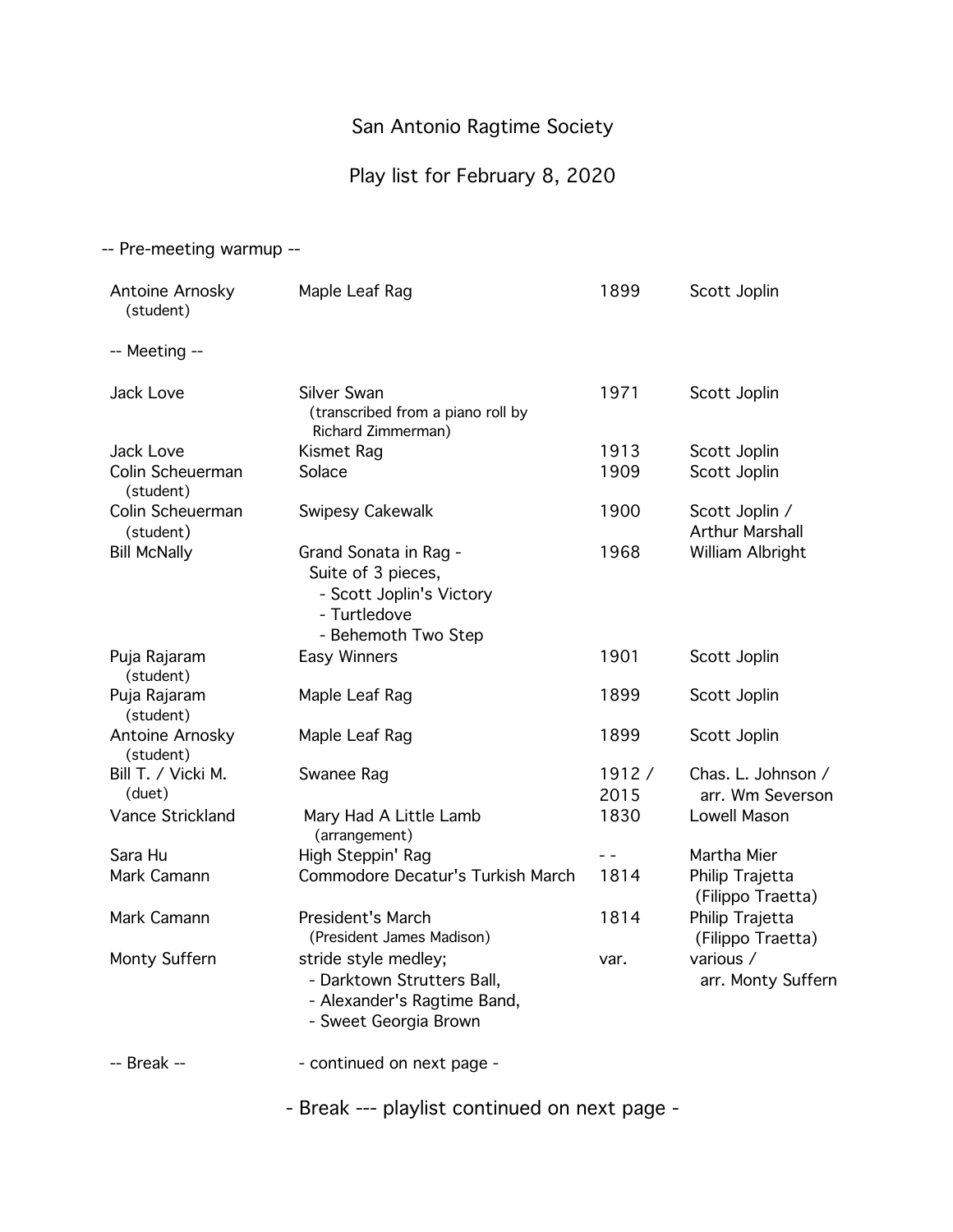# San Antonio Ragtime Society

## Play list for February 8, 2020

-- Pre-meeting warmup --

| Performer | Title | Year | Composer |
|---|---|---|---|
| Antoine Arnosky (student) | Maple Leaf Rag | 1899 | Scott Joplin |
| -- Meeting -- | | | |
| Jack Love | Silver Swan (transcribed from a piano roll by Richard Zimmerman) | 1971 | Scott Joplin |
| Jack Love | Kismet Rag | 1913 | Scott Joplin |
| Colin Scheuerman (student) | Solace | 1909 | Scott Joplin |
| Colin Scheuerman (student) | Swipesy Cakewalk | 1900 | Scott Joplin / Arthur Marshall |
| Bill McNally | Grand Sonata in Rag - Suite of 3 pieces, - Scott Joplin's Victory - Turtledove - Behemoth Two Step | 1968 | William Albright |
| Puja Rajaram (student) | Easy Winners | 1901 | Scott Joplin |
| Puja Rajaram (student) | Maple Leaf Rag | 1899 | Scott Joplin |
| Antoine Arnosky (student) | Maple Leaf Rag | 1899 | Scott Joplin |
| Bill T. / Vicki M. (duet) | Swanee Rag | 1912 / 2015 | Chas. L. Johnson / arr. Wm Severson |
| Vance Strickland | Mary Had A Little Lamb (arrangement) | 1830 | Lowell Mason |
| Sara Hu | High Steppin' Rag | - - | Martha Mier |
| Mark Camann | Commodore Decatur's Turkish March | 1814 | Philip Trajetta (Filippo Traetta) |
| Mark Camann | President's March (President James Madison) | 1814 | Philip Trajetta (Filippo Traetta) |
| Monty Suffern | stride style medley; - Darktown Strutters Ball, - Alexander's Ragtime Band, - Sweet Georgia Brown | var. | various / arr. Monty Suffern |
| -- Break -- | - continued on next page - | | |

- Break --- playlist continued on next page -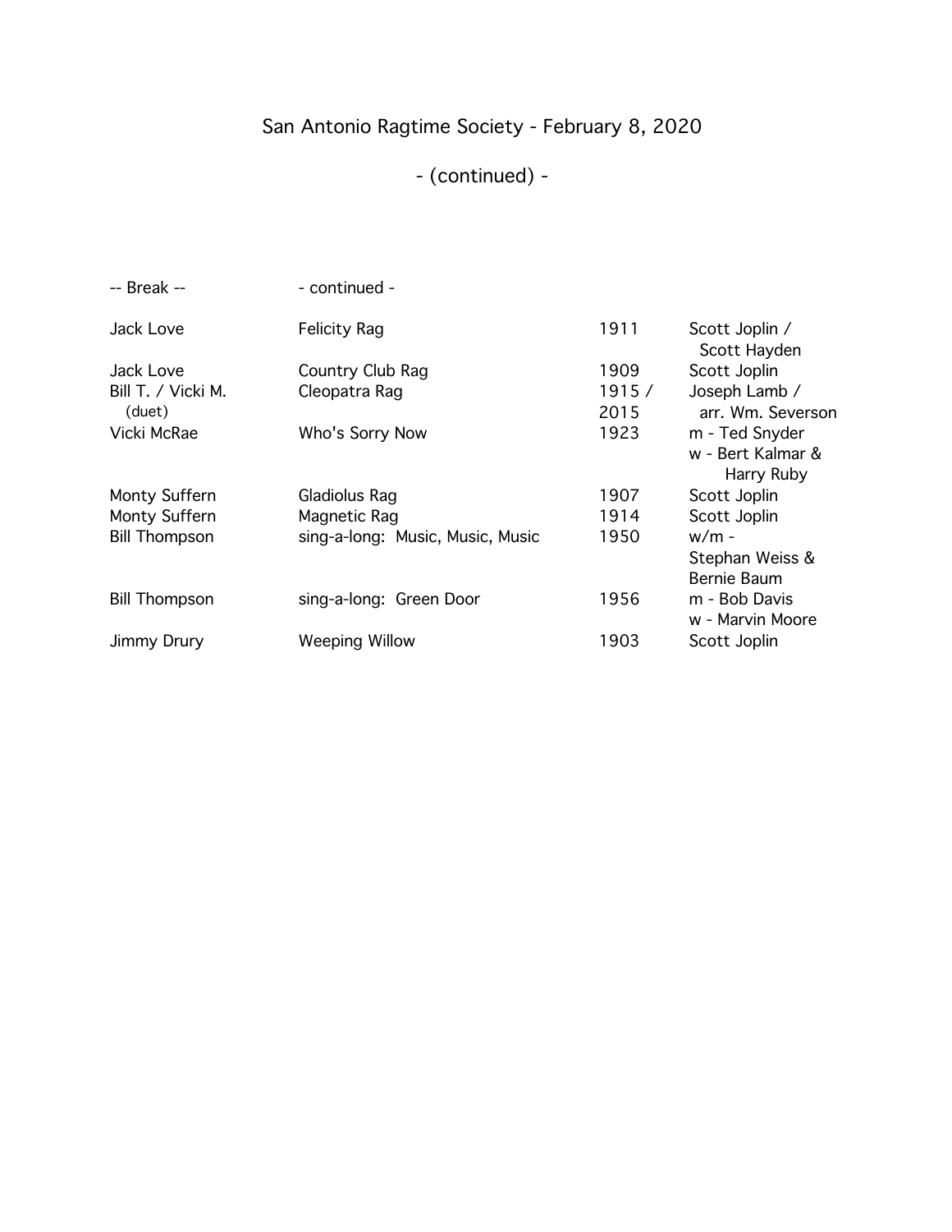# San Antonio Ragtime Society - February 8, 2020

## - (continued) -

| | | | |
|---|---|---|---|
| -- Break -- | - continued - | | |
| Jack Love | Felicity Rag | 1911 | Scott Joplin / Scott Hayden |
| Jack Love | Country Club Rag | 1909 | Scott Joplin |
| Bill T. / Vicki M. (duet) | Cleopatra Rag | 1915 / 2015 | Joseph Lamb / arr. Wm. Severson |
| Vicki McRae | Who's Sorry Now | 1923 | m - Ted Snyder<br>w - Bert Kalmar & Harry Ruby |
| Monty Suffern | Gladiolus Rag | 1907 | Scott Joplin |
| Monty Suffern | Magnetic Rag | 1914 | Scott Joplin |
| Bill Thompson | sing-a-long: Music, Music, Music | 1950 | w/m - Stephan Weiss & Bernie Baum |
| Bill Thompson | sing-a-long: Green Door | 1956 | m - Bob Davis<br>w - Marvin Moore |
| Jimmy Drury | Weeping Willow | 1903 | Scott Joplin |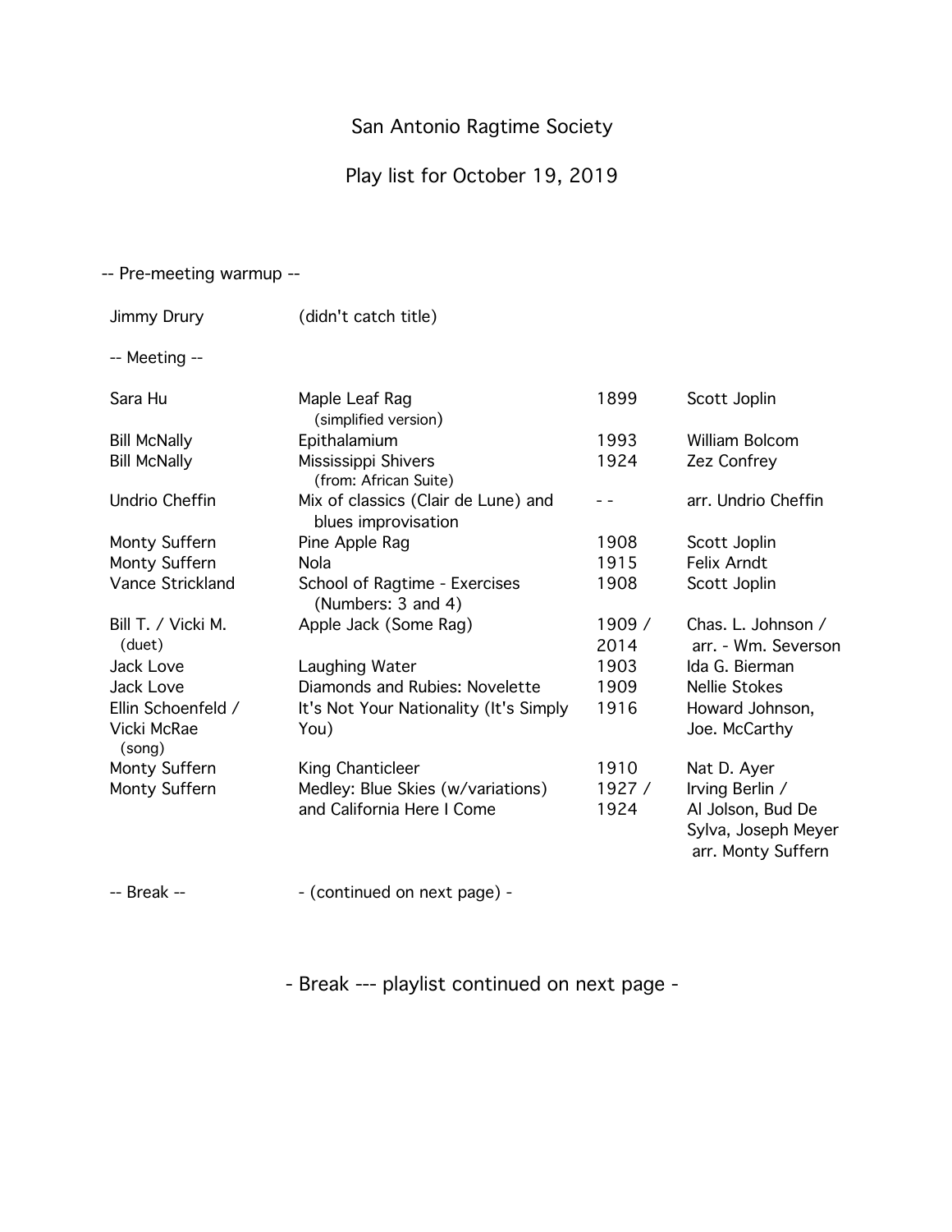# San Antonio Ragtime Society

## Play list for October 19, 2019

-- Pre-meeting warmup --

| | | | |
|---|---|---|---|
| Jimmy Drury | (didn't catch title) | | |

-- Meeting --

| | | | |
|---|---|---|---|
| Sara Hu | Maple Leaf Rag (simplified version) | 1899 | Scott Joplin |
| Bill McNally | Epithalamium | 1993 | William Bolcom |
| Bill McNally | Mississippi Shivers (from: African Suite) | 1924 | Zez Confrey |
| Undrio Cheffin | Mix of classics (Clair de Lune) and blues improvisation | - - | arr. Undrio Cheffin |
| Monty Suffern | Pine Apple Rag | 1908 | Scott Joplin |
| Monty Suffern | Nola | 1915 | Felix Arndt |
| Vance Strickland | School of Ragtime - Exercises (Numbers: 3 and 4) | 1908 | Scott Joplin |
| Bill T. / Vicki M. (duet) | Apple Jack (Some Rag) | 1909 / 2014 | Chas. L. Johnson / arr. - Wm. Severson |
| Jack Love | Laughing Water | 1903 | Ida G. Bierman |
| Jack Love | Diamonds and Rubies: Novelette | 1909 | Nellie Stokes |
| Ellin Schoenfeld / Vicki McRae (song) | It's Not Your Nationality (It's Simply You) | 1916 | Howard Johnson, Joe. McCarthy |
| Monty Suffern | King Chanticleer | 1910 | Nat D. Ayer |
| Monty Suffern | Medley: Blue Skies (w/variations) and California Here I Come | 1927 / 1924 | Irving Berlin / Al Jolson, Bud De Sylva, Joseph Meyer arr. Monty Suffern |

-- Break -- - (continued on next page) -

- Break --- playlist continued on next page -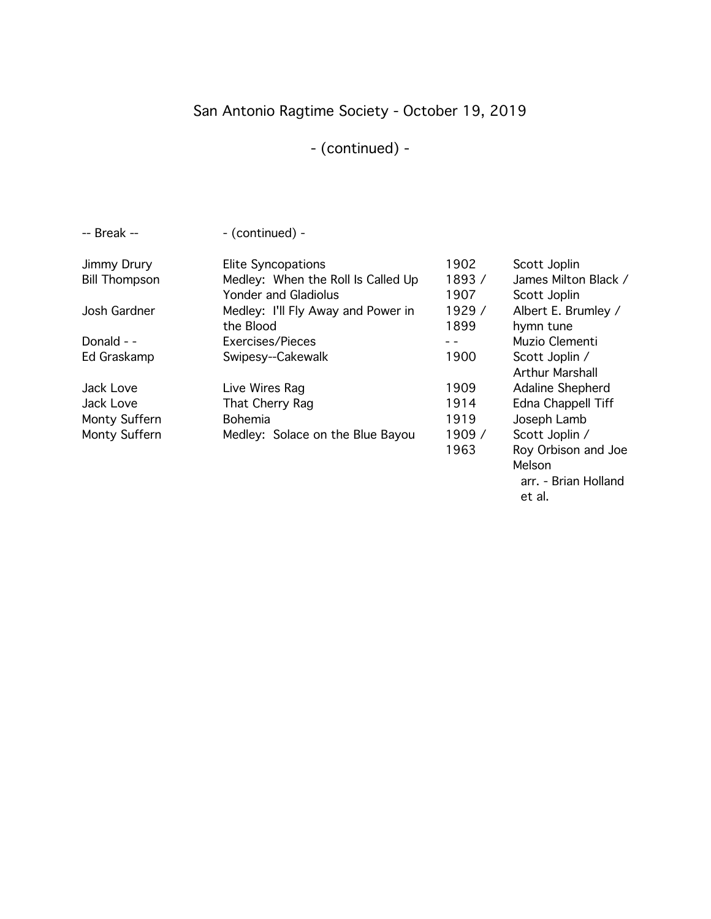# San Antonio Ragtime Society - October 19, 2019

## - (continued) -

| -- Break -- | - (continued) - | | |
|---|---|---|---|
| Jimmy Drury | Elite Syncopations | 1902 | Scott Joplin |
| Bill Thompson | Medley: When the Roll Is Called Up Yonder and Gladiolus | 1893 / 1907 | James Milton Black / Scott Joplin |
| Josh Gardner | Medley: I'll Fly Away and Power in the Blood | 1929 / 1899 | Albert E. Brumley / hymn tune |
| Donald - - | Exercises/Pieces | - - | Muzio Clementi |
| Ed Graskamp | Swipesy--Cakewalk | 1900 | Scott Joplin / Arthur Marshall |
| Jack Love | Live Wires Rag | 1909 | Adaline Shepherd |
| Jack Love | That Cherry Rag | 1914 | Edna Chappell Tiff |
| Monty Suffern | Bohemia | 1919 | Joseph Lamb |
| Monty Suffern | Medley: Solace on the Blue Bayou | 1909 / 1963 | Scott Joplin / Roy Orbison and Joe Melson arr. - Brian Holland et al. |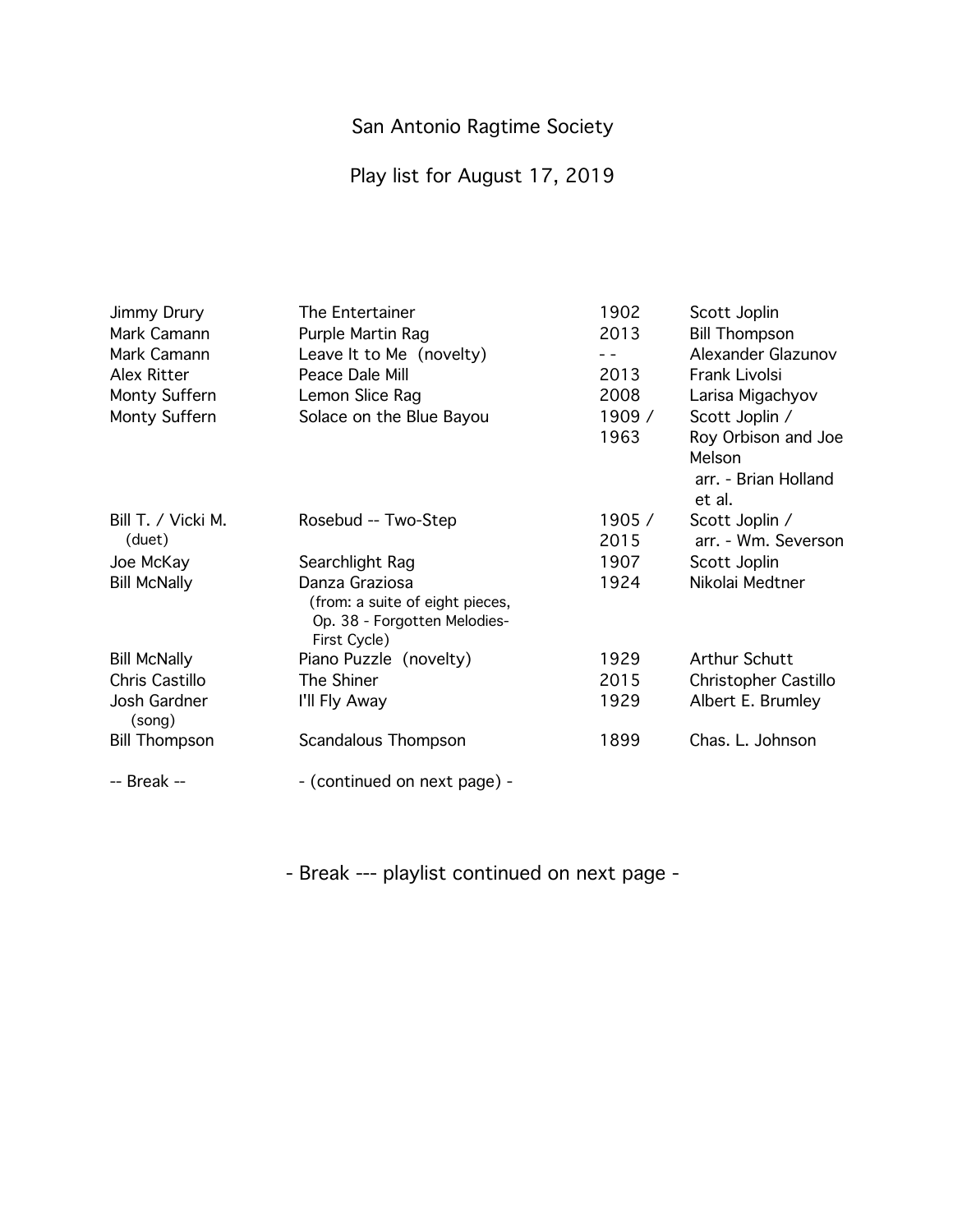# San Antonio Ragtime Society

## Play list for August 17, 2019

| Performer | Title | Year | Composer |
| --- | --- | --- | --- |
| Jimmy Drury | The Entertainer | 1902 | Scott Joplin |
| Mark Camann | Purple Martin Rag | 2013 | Bill Thompson |
| Mark Camann | Leave It to Me (novelty) | - - | Alexander Glazunov |
| Alex Ritter | Peace Dale Mill | 2013 | Frank Livolsi |
| Monty Suffern | Lemon Slice Rag | 2008 | Larisa Migachyov |
| Monty Suffern | Solace on the Blue Bayou | 1909 / 1963 | Scott Joplin / Roy Orbison and Joe Melson arr. - Brian Holland et al. |
| Bill T. / Vicki M. (duet) | Rosebud -- Two-Step | 1905 / 2015 | Scott Joplin / arr. - Wm. Severson |
| Joe McKay | Searchlight Rag | 1907 | Scott Joplin |
| Bill McNally | Danza Graziosa (from: a suite of eight pieces, Op. 38 - Forgotten Melodies- First Cycle) | 1924 | Nikolai Medtner |
| Bill McNally | Piano Puzzle (novelty) | 1929 | Arthur Schutt |
| Chris Castillo | The Shiner | 2015 | Christopher Castillo |
| Josh Gardner (song) | I'll Fly Away | 1929 | Albert E. Brumley |
| Bill Thompson | Scandalous Thompson | 1899 | Chas. L. Johnson |
| -- Break -- | - (continued on next page) - | | |

- Break --- playlist continued on next page -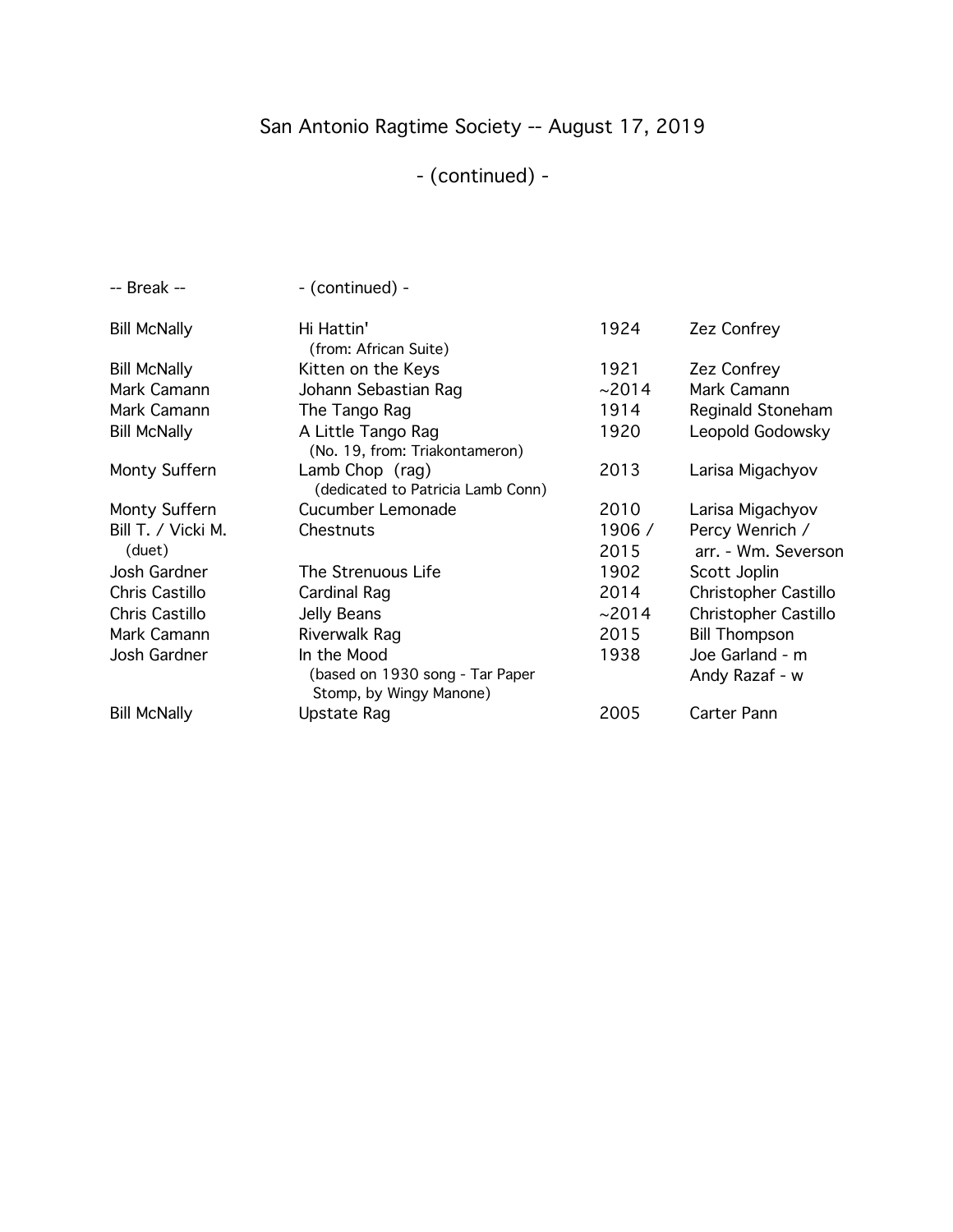# San Antonio Ragtime Society -- August 17, 2019

## - (continued) -

| | | | |
|---|---|---|---|
| -- Break -- | - (continued) - | | |
| Bill McNally | Hi Hattin' (from: African Suite) | 1924 | Zez Confrey |
| Bill McNally | Kitten on the Keys | 1921 | Zez Confrey |
| Mark Camann | Johann Sebastian Rag | ~2014 | Mark Camann |
| Mark Camann | The Tango Rag | 1914 | Reginald Stoneham |
| Bill McNally | A Little Tango Rag (No. 19, from: Triakontameron) | 1920 | Leopold Godowsky |
| Monty Suffern | Lamb Chop (rag) (dedicated to Patricia Lamb Conn) | 2013 | Larisa Migachyov |
| Monty Suffern | Cucumber Lemonade | 2010 | Larisa Migachyov |
| Bill T. / Vicki M. (duet) | Chestnuts | 1906 / 2015 | Percy Wenrich / arr. - Wm. Severson |
| Josh Gardner | The Strenuous Life | 1902 | Scott Joplin |
| Chris Castillo | Cardinal Rag | 2014 | Christopher Castillo |
| Chris Castillo | Jelly Beans | ~2014 | Christopher Castillo |
| Mark Camann | Riverwalk Rag | 2015 | Bill Thompson |
| Josh Gardner | In the Mood (based on 1930 song - Tar Paper Stomp, by Wingy Manone) | 1938 | Joe Garland - m Andy Razaf - w |
| Bill McNally | Upstate Rag | 2005 | Carter Pann |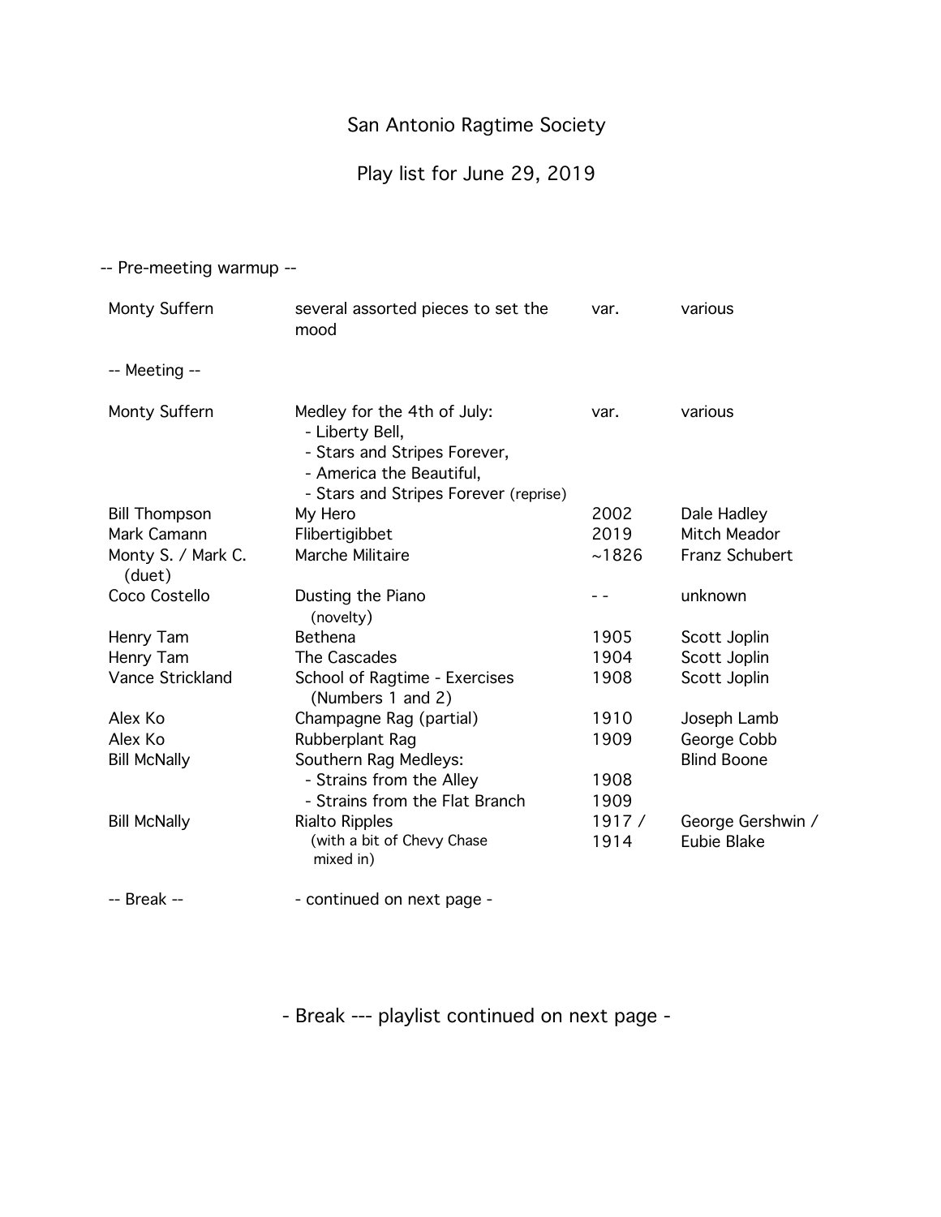# San Antonio Ragtime Society

## Play list for June 29, 2019

-- Pre-meeting warmup --

| Performer | Title | Year | Composer |
|---|---|---|---|
| Monty Suffern | several assorted pieces to set the mood | var. | various |
| -- Meeting -- | | | |
| Monty Suffern | Medley for the 4th of July:<br>- Liberty Bell,<br>- Stars and Stripes Forever,<br>- America the Beautiful,<br>- Stars and Stripes Forever (reprise) | var. | various |
| Bill Thompson | My Hero | 2002 | Dale Hadley |
| Mark Camann | Flibertigibbet | 2019 | Mitch Meador |
| Monty S. / Mark C. (duet) | Marche Militaire | ~1826 | Franz Schubert |
| Coco Costello | Dusting the Piano (novelty) | - - | unknown |
| Henry Tam | Bethena | 1905 | Scott Joplin |
| Henry Tam | The Cascades | 1904 | Scott Joplin |
| Vance Strickland | School of Ragtime - Exercises (Numbers 1 and 2) | 1908 | Scott Joplin |
| Alex Ko | Champagne Rag (partial) | 1910 | Joseph Lamb |
| Alex Ko | Rubberplant Rag | 1909 | George Cobb |
| Bill McNally | Southern Rag Medleys: | | Blind Boone |
| | - Strains from the Alley | 1908 | |
| | - Strains from the Flat Branch | 1909 | |
| Bill McNally | Rialto Ripples (with a bit of Chevy Chase mixed in) | 1917 / 1914 | George Gershwin / Eubie Blake |

-- Break -- - continued on next page -

- Break --- playlist continued on next page -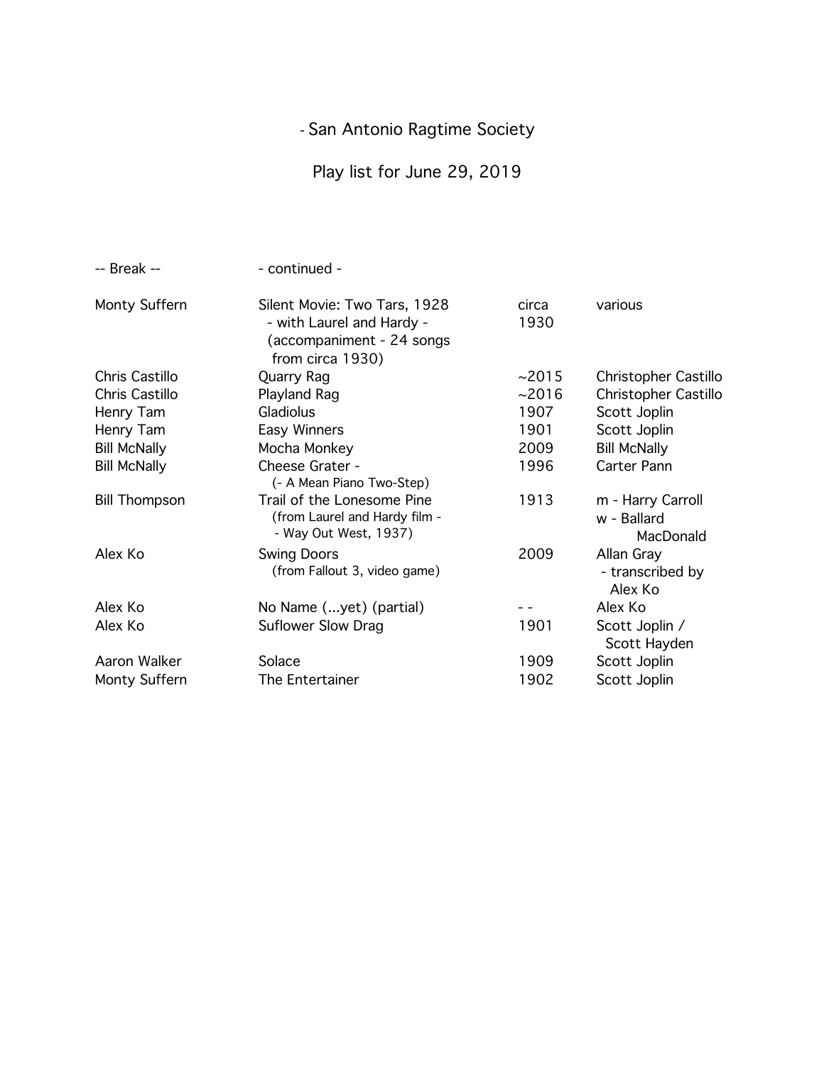# - San Antonio Ragtime Society

## Play list for June 29, 2019

| -- Break -- | - continued - | | |
|---|---|---|---|
| Monty Suffern | Silent Movie: Two Tars, 1928 - with Laurel and Hardy - (accompaniment - 24 songs from circa 1930) | circa 1930 | various |
| Chris Castillo | Quarry Rag | ~2015 | Christopher Castillo |
| Chris Castillo | Playland Rag | ~2016 | Christopher Castillo |
| Henry Tam | Gladiolus | 1907 | Scott Joplin |
| Henry Tam | Easy Winners | 1901 | Scott Joplin |
| Bill McNally | Mocha Monkey | 2009 | Bill McNally |
| Bill McNally | Cheese Grater - (- A Mean Piano Two-Step) | 1996 | Carter Pann |
| Bill Thompson | Trail of the Lonesome Pine (from Laurel and Hardy film - - Way Out West, 1937) | 1913 | m - Harry Carroll w - Ballard MacDonald |
| Alex Ko | Swing Doors (from Fallout 3, video game) | 2009 | Allan Gray - transcribed by Alex Ko |
| Alex Ko | No Name (...yet) (partial) | - - | Alex Ko |
| Alex Ko | Suflower Slow Drag | 1901 | Scott Joplin / Scott Hayden |
| Aaron Walker | Solace | 1909 | Scott Joplin |
| Monty Suffern | The Entertainer | 1902 | Scott Joplin |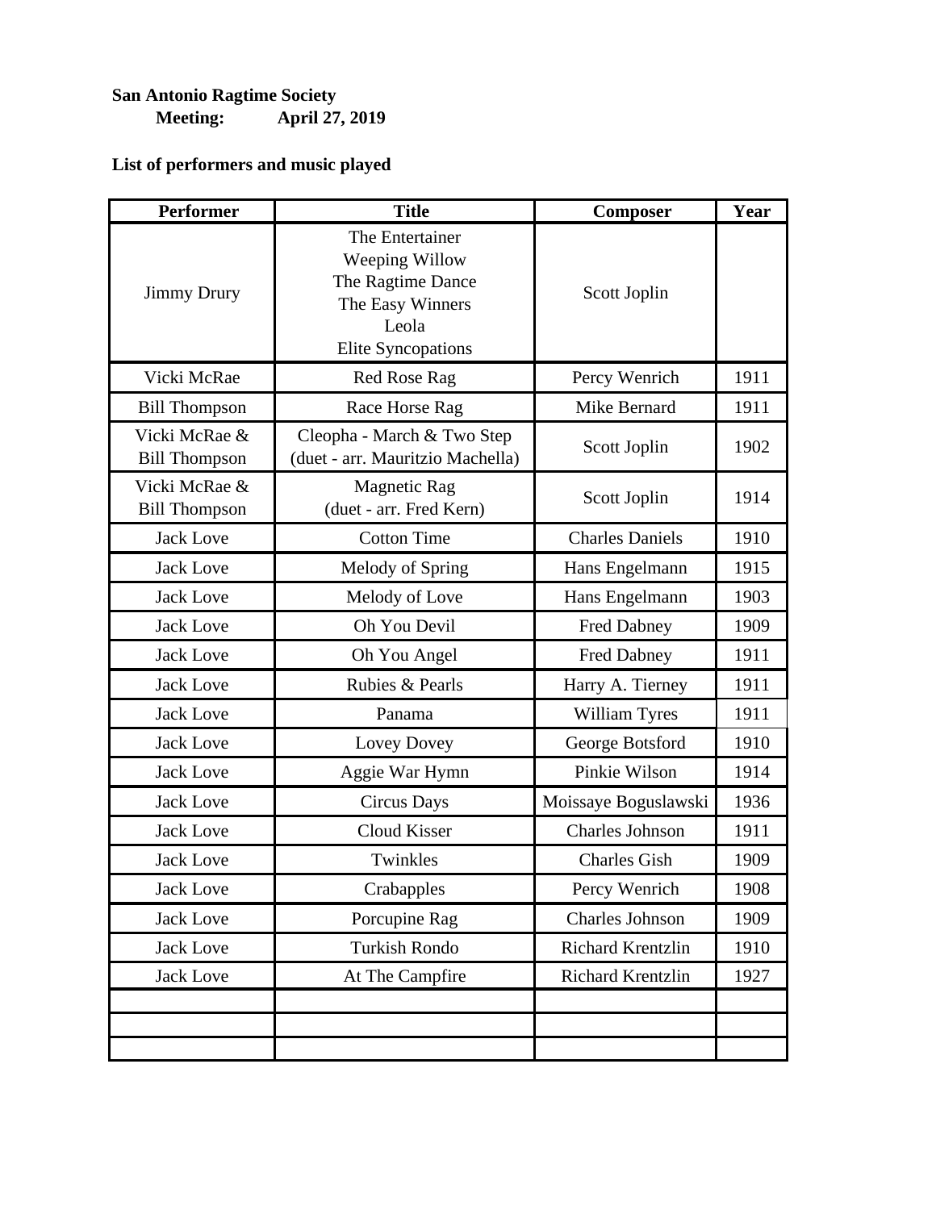**San Antonio Ragtime Society**
**Meeting: April 27, 2019**

**List of performers and music played**

| Performer | Title | Composer | Year |
|---|---|---|---|
| Jimmy Drury | The Entertainer<br>Weeping Willow<br>The Ragtime Dance<br>The Easy Winners<br>Leola<br>Elite Syncopations | Scott Joplin | |
| Vicki McRae | Red Rose Rag | Percy Wenrich | 1911 |
| Bill Thompson | Race Horse Rag | Mike Bernard | 1911 |
| Vicki McRae & Bill Thompson | Cleopha - March & Two Step (duet - arr. Mauritzio Machella) | Scott Joplin | 1902 |
| Vicki McRae & Bill Thompson | Magnetic Rag (duet - arr. Fred Kern) | Scott Joplin | 1914 |
| Jack Love | Cotton Time | Charles Daniels | 1910 |
| Jack Love | Melody of Spring | Hans Engelmann | 1915 |
| Jack Love | Melody of Love | Hans Engelmann | 1903 |
| Jack Love | Oh You Devil | Fred Dabney | 1909 |
| Jack Love | Oh You Angel | Fred Dabney | 1911 |
| Jack Love | Rubies & Pearls | Harry A. Tierney | 1911 |
| Jack Love | Panama | William Tyres | 1911 |
| Jack Love | Lovey Dovey | George Botsford | 1910 |
| Jack Love | Aggie War Hymn | Pinkie Wilson | 1914 |
| Jack Love | Circus Days | Moissaye Boguslawski | 1936 |
| Jack Love | Cloud Kisser | Charles Johnson | 1911 |
| Jack Love | Twinkles | Charles Gish | 1909 |
| Jack Love | Crabapples | Percy Wenrich | 1908 |
| Jack Love | Porcupine Rag | Charles Johnson | 1909 |
| Jack Love | Turkish Rondo | Richard Krentzlin | 1910 |
| Jack Love | At The Campfire | Richard Krentzlin | 1927 |
| | | | |
| | | | |
| | | | |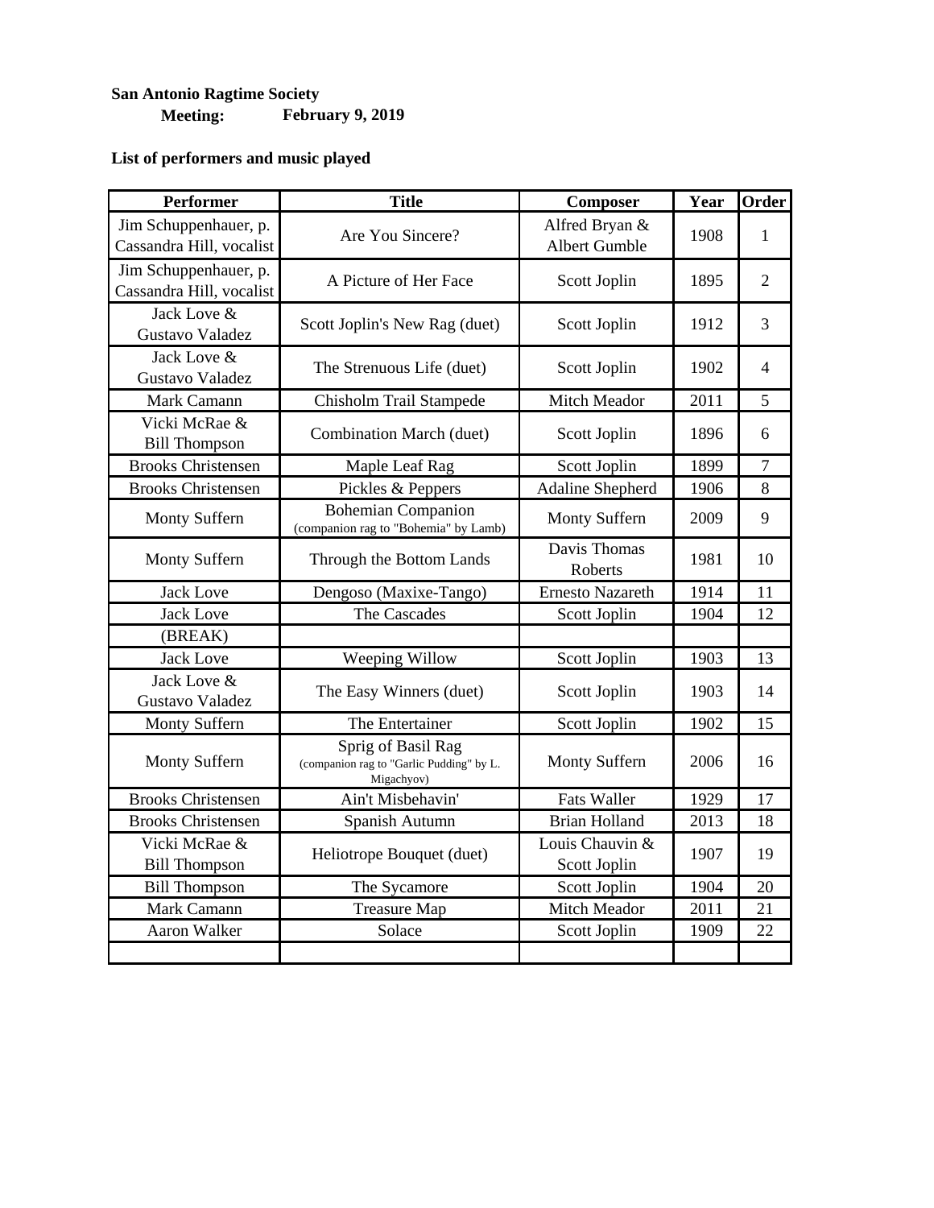**San Antonio Ragtime Society**

**Meeting: February 9, 2019**

**List of performers and music played**

| Performer | Title | Composer | Year | Order |
|---|---|---|---|---|
| Jim Schuppenhauer, p. Cassandra Hill, vocalist | Are You Sincere? | Alfred Bryan & Albert Gumble | 1908 | 1 |
| Jim Schuppenhauer, p. Cassandra Hill, vocalist | A Picture of Her Face | Scott Joplin | 1895 | 2 |
| Jack Love & Gustavo Valadez | Scott Joplin's New Rag (duet) | Scott Joplin | 1912 | 3 |
| Jack Love & Gustavo Valadez | The Strenuous Life (duet) | Scott Joplin | 1902 | 4 |
| Mark Camann | Chisholm Trail Stampede | Mitch Meador | 2011 | 5 |
| Vicki McRae & Bill Thompson | Combination March (duet) | Scott Joplin | 1896 | 6 |
| Brooks Christensen | Maple Leaf Rag | Scott Joplin | 1899 | 7 |
| Brooks Christensen | Pickles & Peppers | Adaline Shepherd | 1906 | 8 |
| Monty Suffern | Bohemian Companion (companion rag to "Bohemia" by Lamb) | Monty Suffern | 2009 | 9 |
| Monty Suffern | Through the Bottom Lands | Davis Thomas Roberts | 1981 | 10 |
| Jack Love | Dengoso (Maxixe-Tango) | Ernesto Nazareth | 1914 | 11 |
| Jack Love | The Cascades | Scott Joplin | 1904 | 12 |
| (BREAK) | | | | |
| Jack Love | Weeping Willow | Scott Joplin | 1903 | 13 |
| Jack Love & Gustavo Valadez | The Easy Winners (duet) | Scott Joplin | 1903 | 14 |
| Monty Suffern | The Entertainer | Scott Joplin | 1902 | 15 |
| Monty Suffern | Sprig of Basil Rag (companion rag to "Garlic Pudding" by L. Migachyov) | Monty Suffern | 2006 | 16 |
| Brooks Christensen | Ain't Misbehavin' | Fats Waller | 1929 | 17 |
| Brooks Christensen | Spanish Autumn | Brian Holland | 2013 | 18 |
| Vicki McRae & Bill Thompson | Heliotrope Bouquet (duet) | Louis Chauvin & Scott Joplin | 1907 | 19 |
| Bill Thompson | The Sycamore | Scott Joplin | 1904 | 20 |
| Mark Camann | Treasure Map | Mitch Meador | 2011 | 21 |
| Aaron Walker | Solace | Scott Joplin | 1909 | 22 |
| | | | | |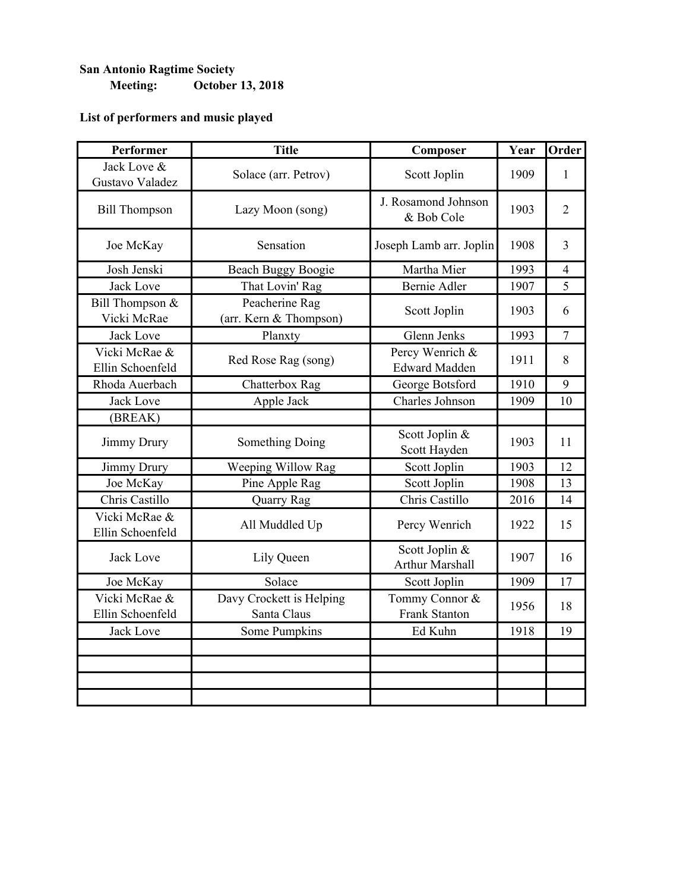**San Antonio Ragtime Society**
**Meeting: October 13, 2018**

**List of performers and music played**

| Performer | Title | Composer | Year | Order |
|---|---|---|---|---|
| Jack Love & Gustavo Valadez | Solace (arr. Petrov) | Scott Joplin | 1909 | 1 |
| Bill Thompson | Lazy Moon (song) | J. Rosamond Johnson & Bob Cole | 1903 | 2 |
| Joe McKay | Sensation | Joseph Lamb arr. Joplin | 1908 | 3 |
| Josh Jenski | Beach Buggy Boogie | Martha Mier | 1993 | 4 |
| Jack Love | That Lovin' Rag | Bernie Adler | 1907 | 5 |
| Bill Thompson & Vicki McRae | Peacherine Rag (arr. Kern & Thompson) | Scott Joplin | 1903 | 6 |
| Jack Love | Planxty | Glenn Jenks | 1993 | 7 |
| Vicki McRae & Ellin Schoenfeld | Red Rose Rag (song) | Percy Wenrich & Edward Madden | 1911 | 8 |
| Rhoda Auerbach | Chatterbox Rag | George Botsford | 1910 | 9 |
| Jack Love | Apple Jack | Charles Johnson | 1909 | 10 |
| (BREAK) | | | | |
| Jimmy Drury | Something Doing | Scott Joplin & Scott Hayden | 1903 | 11 |
| Jimmy Drury | Weeping Willow Rag | Scott Joplin | 1903 | 12 |
| Joe McKay | Pine Apple Rag | Scott Joplin | 1908 | 13 |
| Chris Castillo | Quarry Rag | Chris Castillo | 2016 | 14 |
| Vicki McRae & Ellin Schoenfeld | All Muddled Up | Percy Wenrich | 1922 | 15 |
| Jack Love | Lily Queen | Scott Joplin & Arthur Marshall | 1907 | 16 |
| Joe McKay | Solace | Scott Joplin | 1909 | 17 |
| Vicki McRae & Ellin Schoenfeld | Davy Crockett is Helping Santa Claus | Tommy Connor & Frank Stanton | 1956 | 18 |
| Jack Love | Some Pumpkins | Ed Kuhn | 1918 | 19 |
| | | | | |
| | | | | |
| | | | | |
| | | | | |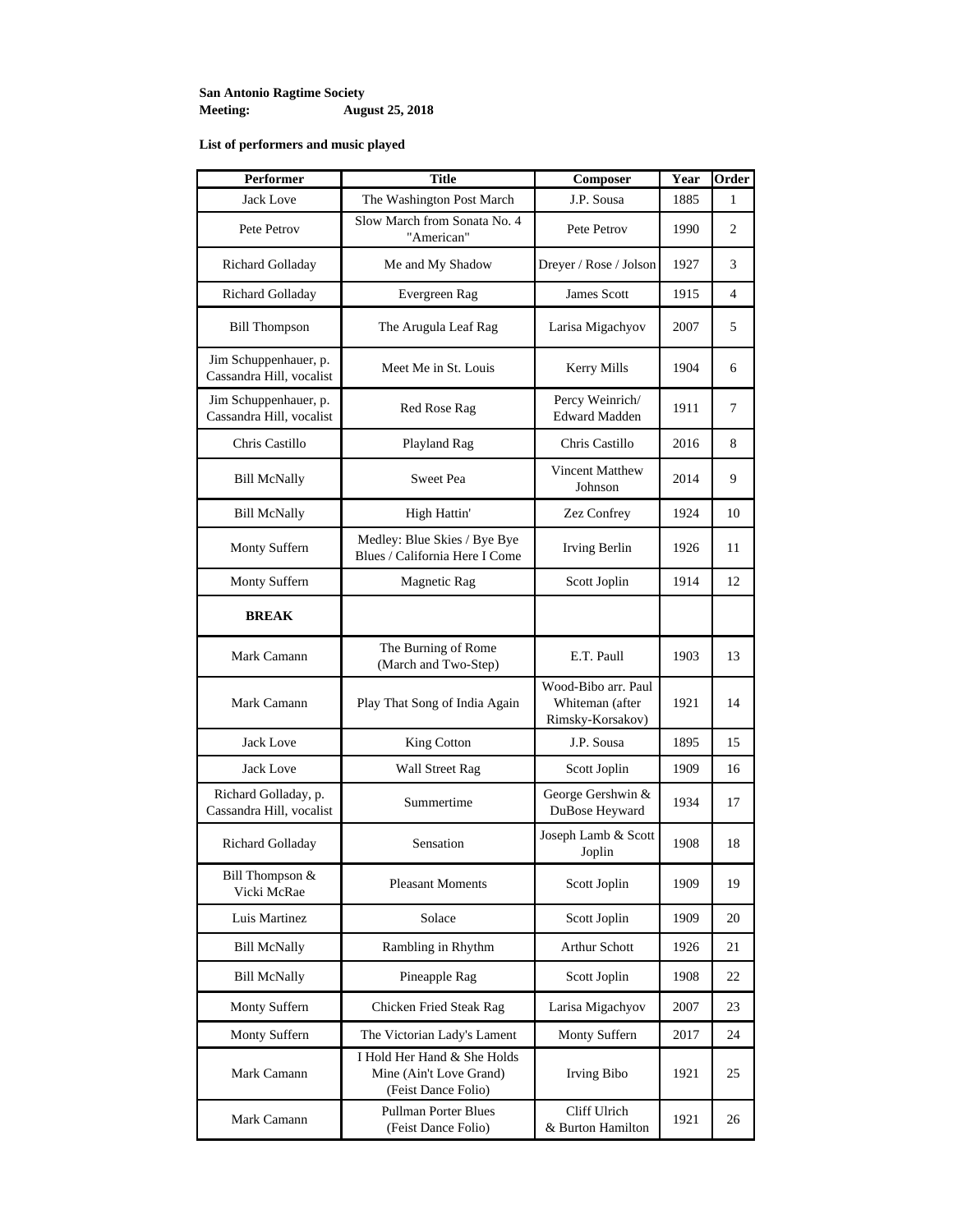**San Antonio Ragtime Society**
**Meeting:** **August 25, 2018**

**List of performers and music played**

| Performer | Title | Composer | Year | Order |
|---|---|---|---|---|
| Jack Love | The Washington Post March | J.P. Sousa | 1885 | 1 |
| Pete Petrov | Slow March from Sonata No. 4 "American" | Pete Petrov | 1990 | 2 |
| Richard Golladay | Me and My Shadow | Dreyer / Rose / Jolson | 1927 | 3 |
| Richard Golladay | Evergreen Rag | James Scott | 1915 | 4 |
| Bill Thompson | The Arugula Leaf Rag | Larisa Migachyov | 2007 | 5 |
| Jim Schuppenhauer, p. Cassandra Hill, vocalist | Meet Me in St. Louis | Kerry Mills | 1904 | 6 |
| Jim Schuppenhauer, p. Cassandra Hill, vocalist | Red Rose Rag | Percy Weinrich/ Edward Madden | 1911 | 7 |
| Chris Castillo | Playland Rag | Chris Castillo | 2016 | 8 |
| Bill McNally | Sweet Pea | Vincent Matthew Johnson | 2014 | 9 |
| Bill McNally | High Hattin' | Zez Confrey | 1924 | 10 |
| Monty Suffern | Medley: Blue Skies / Bye Bye Blues / California Here I Come | Irving Berlin | 1926 | 11 |
| Monty Suffern | Magnetic Rag | Scott Joplin | 1914 | 12 |
| **BREAK** | | | | |
| Mark Camann | The Burning of Rome (March and Two-Step) | E.T. Paull | 1903 | 13 |
| Mark Camann | Play That Song of India Again | Wood-Bibo arr. Paul Whiteman (after Rimsky-Korsakov) | 1921 | 14 |
| Jack Love | King Cotton | J.P. Sousa | 1895 | 15 |
| Jack Love | Wall Street Rag | Scott Joplin | 1909 | 16 |
| Richard Golladay, p. Cassandra Hill, vocalist | Summertime | George Gershwin & DuBose Heyward | 1934 | 17 |
| Richard Golladay | Sensation | Joseph Lamb & Scott Joplin | 1908 | 18 |
| Bill Thompson & Vicki McRae | Pleasant Moments | Scott Joplin | 1909 | 19 |
| Luis Martinez | Solace | Scott Joplin | 1909 | 20 |
| Bill McNally | Rambling in Rhythm | Arthur Schott | 1926 | 21 |
| Bill McNally | Pineapple Rag | Scott Joplin | 1908 | 22 |
| Monty Suffern | Chicken Fried Steak Rag | Larisa Migachyov | 2007 | 23 |
| Monty Suffern | The Victorian Lady's Lament | Monty Suffern | 2017 | 24 |
| Mark Camann | I Hold Her Hand & She Holds Mine (Ain't Love Grand) (Feist Dance Folio) | Irving Bibo | 1921 | 25 |
| Mark Camann | Pullman Porter Blues (Feist Dance Folio) | Cliff Ulrich & Burton Hamilton | 1921 | 26 |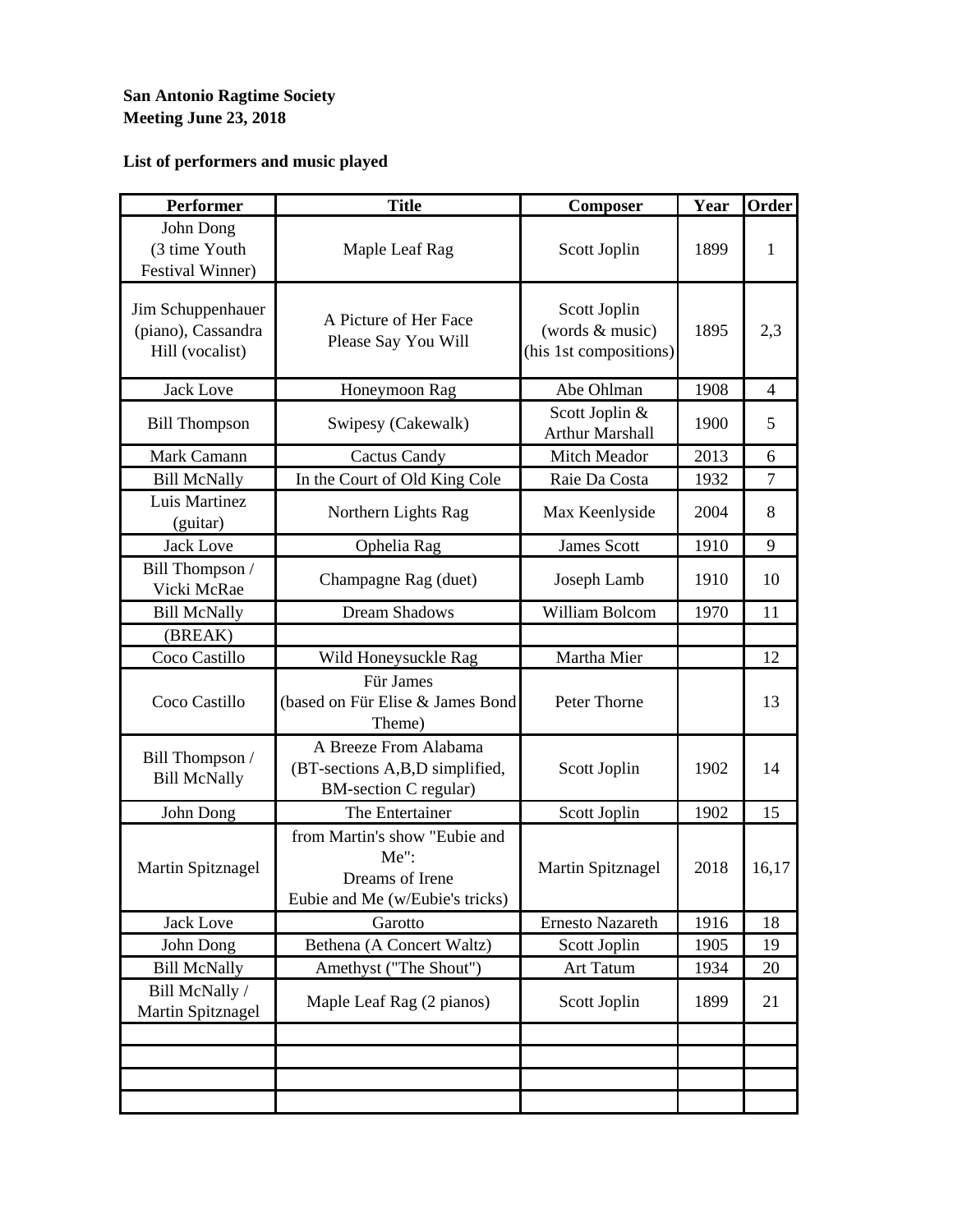**San Antonio Ragtime Society**
**Meeting June 23, 2018**

**List of performers and music played**

| Performer | Title | Composer | Year | Order |
|---|---|---|---|---|
| John Dong (3 time Youth Festival Winner) | Maple Leaf Rag | Scott Joplin | 1899 | 1 |
| Jim Schuppenhauer (piano), Cassandra Hill (vocalist) | A Picture of Her Face<br>Please Say You Will | Scott Joplin (words & music) (his 1st compositions) | 1895 | 2,3 |
| Jack Love | Honeymoon Rag | Abe Ohlman | 1908 | 4 |
| Bill Thompson | Swipesy (Cakewalk) | Scott Joplin & Arthur Marshall | 1900 | 5 |
| Mark Camann | Cactus Candy | Mitch Meador | 2013 | 6 |
| Bill McNally | In the Court of Old King Cole | Raie Da Costa | 1932 | 7 |
| Luis Martinez (guitar) | Northern Lights Rag | Max Keenlyside | 2004 | 8 |
| Jack Love | Ophelia Rag | James Scott | 1910 | 9 |
| Bill Thompson / Vicki McRae | Champagne Rag (duet) | Joseph Lamb | 1910 | 10 |
| Bill McNally | Dream Shadows | William Bolcom | 1970 | 11 |
| (BREAK) | | | | |
| Coco Castillo | Wild Honeysuckle Rag | Martha Mier | | 12 |
| Coco Castillo | Für James (based on Für Elise & James Bond Theme) | Peter Thorne | | 13 |
| Bill Thompson / Bill McNally | A Breeze From Alabama (BT-sections A,B,D simplified, BM-section C regular) | Scott Joplin | 1902 | 14 |
| John Dong | The Entertainer | Scott Joplin | 1902 | 15 |
| Martin Spitznagel | from Martin's show "Eubie and Me":<br>Dreams of Irene<br>Eubie and Me (w/Eubie's tricks) | Martin Spitznagel | 2018 | 16,17 |
| Jack Love | Garotto | Ernesto Nazareth | 1916 | 18 |
| John Dong | Bethena (A Concert Waltz) | Scott Joplin | 1905 | 19 |
| Bill McNally | Amethyst ("The Shout") | Art Tatum | 1934 | 20 |
| Bill McNally / Martin Spitznagel | Maple Leaf Rag (2 pianos) | Scott Joplin | 1899 | 21 |
| | | | | |
| | | | | |
| | | | | |
| | | | | |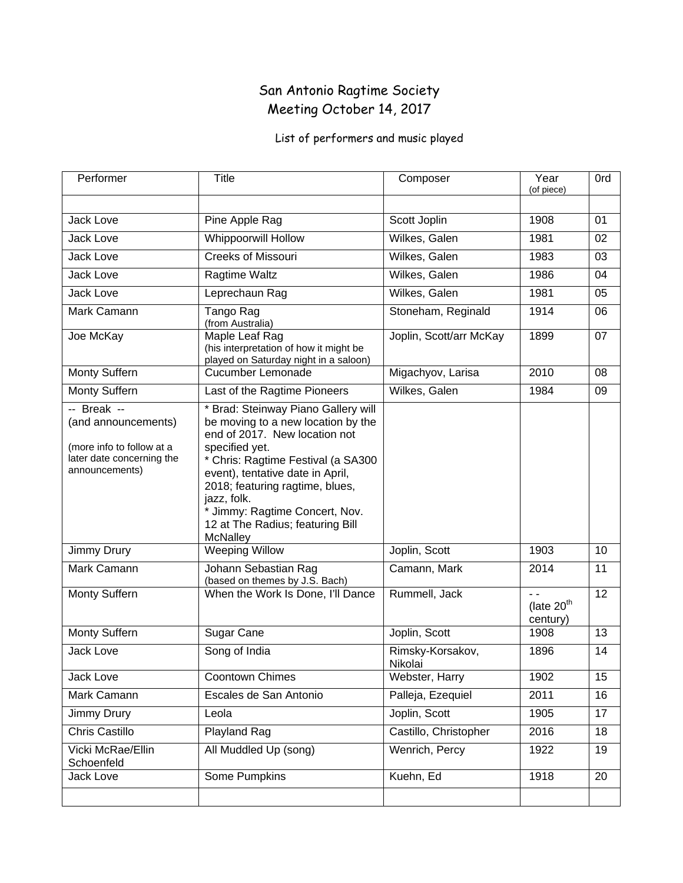# San Antonio Ragtime Society
## Meeting October 14, 2017

List of performers and music played

| Performer | Title | Composer | Year (of piece) | 0rd |
|---|---|---|---|---|
| | | | | |
| Jack Love | Pine Apple Rag | Scott Joplin | 1908 | 01 |
| Jack Love | Whippoorwill Hollow | Wilkes, Galen | 1981 | 02 |
| Jack Love | Creeks of Missouri | Wilkes, Galen | 1983 | 03 |
| Jack Love | Ragtime Waltz | Wilkes, Galen | 1986 | 04 |
| Jack Love | Leprechaun Rag | Wilkes, Galen | 1981 | 05 |
| Mark Camann | Tango Rag (from Australia) | Stoneham, Reginald | 1914 | 06 |
| Joe McKay | Maple Leaf Rag (his interpretation of how it might be played on Saturday night in a saloon) | Joplin, Scott/arr McKay | 1899 | 07 |
| Monty Suffern | Cucumber Lemonade | Migachyov, Larisa | 2010 | 08 |
| Monty Suffern | Last of the Ragtime Pioneers | Wilkes, Galen | 1984 | 09 |
| -- Break -- (and announcements) (more info to follow at a later date concerning the announcements) | * Brad: Steinway Piano Gallery will be moving to a new location by the end of 2017. New location not specified yet. * Chris: Ragtime Festival (a SA300 event), tentative date in April, 2018; featuring ragtime, blues, jazz, folk. * Jimmy: Ragtime Concert, Nov. 12 at The Radius; featuring Bill McNalley | | | |
| Jimmy Drury | Weeping Willow | Joplin, Scott | 1903 | 10 |
| Mark Camann | Johann Sebastian Rag (based on themes by J.S. Bach) | Camann, Mark | 2014 | 11 |
| Monty Suffern | When the Work Is Done, I'll Dance | Rummell, Jack | - - (late 20th century) | 12 |
| Monty Suffern | Sugar Cane | Joplin, Scott | 1908 | 13 |
| Jack Love | Song of India | Rimsky-Korsakov, Nikolai | 1896 | 14 |
| Jack Love | Coontown Chimes | Webster, Harry | 1902 | 15 |
| Mark Camann | Escales de San Antonio | Palleja, Ezequiel | 2011 | 16 |
| Jimmy Drury | Leola | Joplin, Scott | 1905 | 17 |
| Chris Castillo | Playland Rag | Castillo, Christopher | 2016 | 18 |
| Vicki McRae/Ellin Schoenfeld | All Muddled Up (song) | Wenrich, Percy | 1922 | 19 |
| Jack Love | Some Pumpkins | Kuehn, Ed | 1918 | 20 |
| | | | | |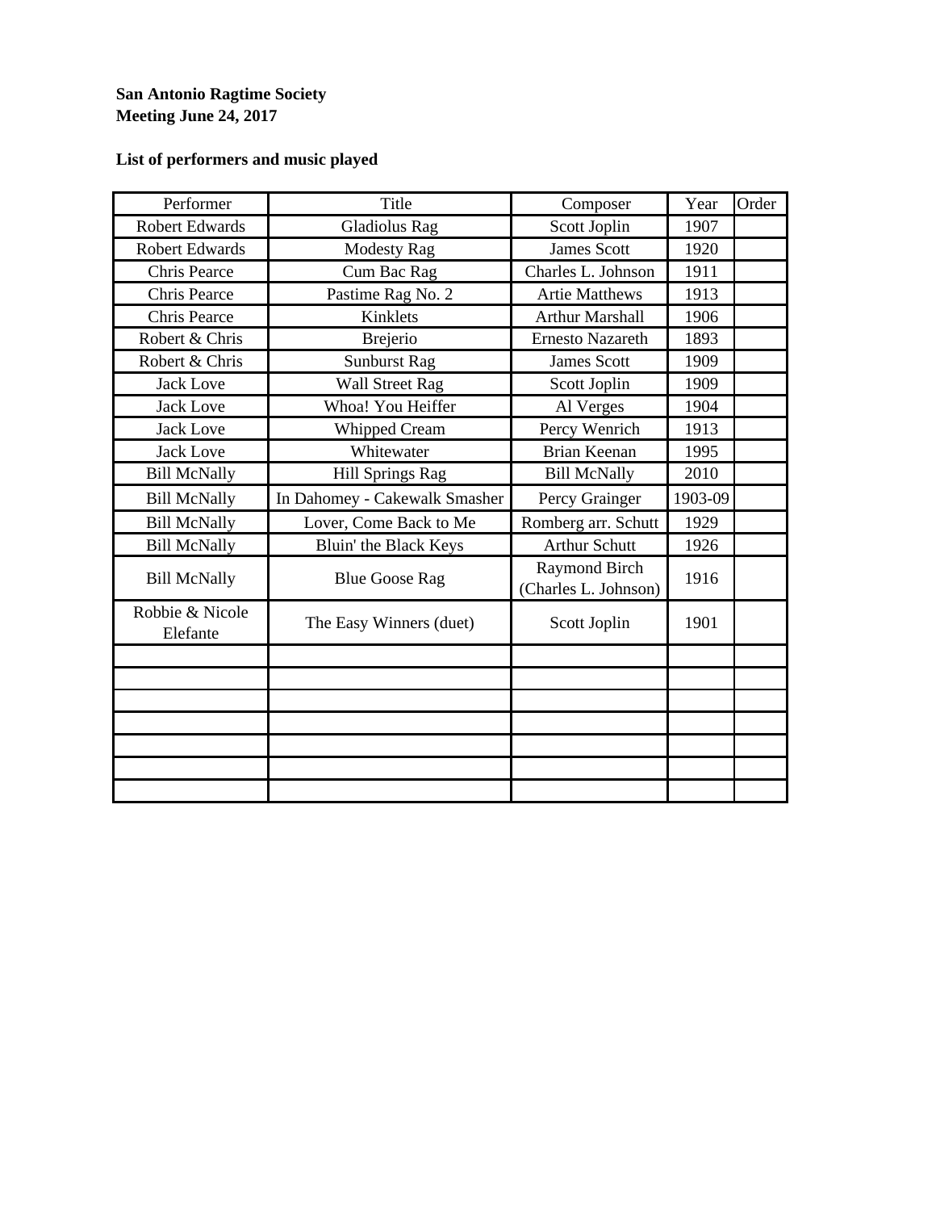**San Antonio Ragtime Society**
**Meeting June 24, 2017**

**List of performers and music played**

| Performer | Title | Composer | Year | Order |
|---|---|---|---|---|
| Robert Edwards | Gladiolus Rag | Scott Joplin | 1907 | |
| Robert Edwards | Modesty Rag | James Scott | 1920 | |
| Chris Pearce | Cum Bac Rag | Charles L. Johnson | 1911 | |
| Chris Pearce | Pastime Rag No. 2 | Artie Matthews | 1913 | |
| Chris Pearce | Kinklets | Arthur Marshall | 1906 | |
| Robert & Chris | Brejerio | Ernesto Nazareth | 1893 | |
| Robert & Chris | Sunburst Rag | James Scott | 1909 | |
| Jack Love | Wall Street Rag | Scott Joplin | 1909 | |
| Jack Love | Whoa! You Heiffer | Al Verges | 1904 | |
| Jack Love | Whipped Cream | Percy Wenrich | 1913 | |
| Jack Love | Whitewater | Brian Keenan | 1995 | |
| Bill McNally | Hill Springs Rag | Bill McNally | 2010 | |
| Bill McNally | In Dahomey - Cakewalk Smasher | Percy Grainger | 1903-09 | |
| Bill McNally | Lover, Come Back to Me | Romberg arr. Schutt | 1929 | |
| Bill McNally | Bluin' the Black Keys | Arthur Schutt | 1926 | |
| Bill McNally | Blue Goose Rag | Raymond Birch (Charles L. Johnson) | 1916 | |
| Robbie & Nicole Elefante | The Easy Winners (duet) | Scott Joplin | 1901 | |
| | | | | |
| | | | | |
| | | | | |
| | | | | |
| | | | | |
| | | | | |
| | | | | |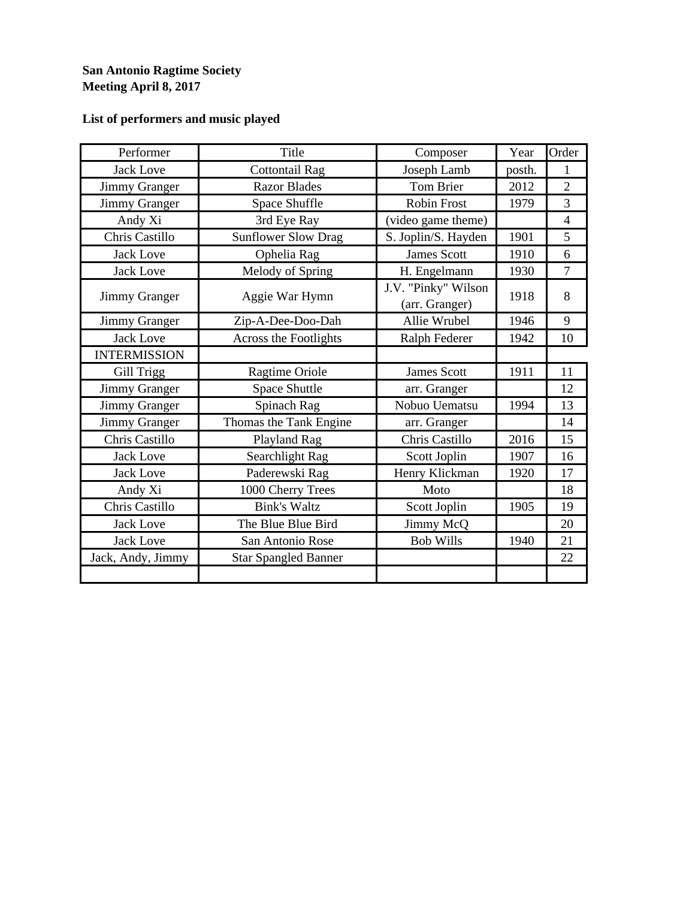**San Antonio Ragtime Society**
**Meeting April 8, 2017**

**List of performers and music played**

| Performer | Title | Composer | Year | Order |
|---|---|---|---|---|
| Jack Love | Cottontail Rag | Joseph Lamb | posth. | 1 |
| Jimmy Granger | Razor Blades | Tom Brier | 2012 | 2 |
| Jimmy Granger | Space Shuffle | Robin Frost | 1979 | 3 |
| Andy Xi | 3rd Eye Ray | (video game theme) | | 4 |
| Chris Castillo | Sunflower Slow Drag | S. Joplin/S. Hayden | 1901 | 5 |
| Jack Love | Ophelia Rag | James Scott | 1910 | 6 |
| Jack Love | Melody of Spring | H. Engelmann | 1930 | 7 |
| Jimmy Granger | Aggie War Hymn | J.V. "Pinky" Wilson (arr. Granger) | 1918 | 8 |
| Jimmy Granger | Zip-A-Dee-Doo-Dah | Allie Wrubel | 1946 | 9 |
| Jack Love | Across the Footlights | Ralph Federer | 1942 | 10 |
| INTERMISSION | | | | |
| Gill Trigg | Ragtime Oriole | James Scott | 1911 | 11 |
| Jimmy Granger | Space Shuttle | arr. Granger | | 12 |
| Jimmy Granger | Spinach Rag | Nobuo Uematsu | 1994 | 13 |
| Jimmy Granger | Thomas the Tank Engine | arr. Granger | | 14 |
| Chris Castillo | Playland Rag | Chris Castillo | 2016 | 15 |
| Jack Love | Searchlight Rag | Scott Joplin | 1907 | 16 |
| Jack Love | Paderewski Rag | Henry Klickman | 1920 | 17 |
| Andy Xi | 1000 Cherry Trees | Moto | | 18 |
| Chris Castillo | Bink's Waltz | Scott Joplin | 1905 | 19 |
| Jack Love | The Blue Blue Bird | Jimmy McQ | | 20 |
| Jack Love | San Antonio Rose | Bob Wills | 1940 | 21 |
| Jack, Andy, Jimmy | Star Spangled Banner | | | 22 |
| | | | | |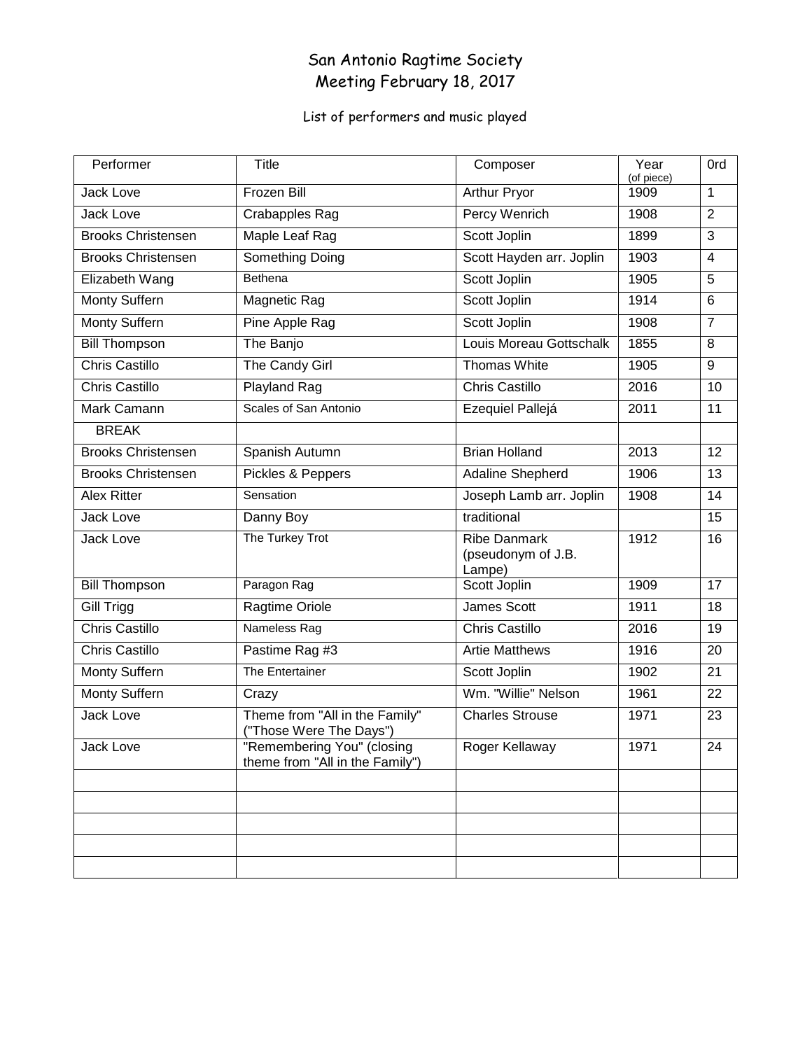# San Antonio Ragtime Society
## Meeting February 18, 2017

List of performers and music played

| Performer | Title | Composer | Year (of piece) | 0rd |
|---|---|---|---|---|
| Jack Love | Frozen Bill | Arthur Pryor | 1909 | 1 |
| Jack Love | Crabapples Rag | Percy Wenrich | 1908 | 2 |
| Brooks Christensen | Maple Leaf Rag | Scott Joplin | 1899 | 3 |
| Brooks Christensen | Something Doing | Scott Hayden arr. Joplin | 1903 | 4 |
| Elizabeth Wang | Bethena | Scott Joplin | 1905 | 5 |
| Monty Suffern | Magnetic Rag | Scott Joplin | 1914 | 6 |
| Monty Suffern | Pine Apple Rag | Scott Joplin | 1908 | 7 |
| Bill Thompson | The Banjo | Louis Moreau Gottschalk | 1855 | 8 |
| Chris Castillo | The Candy Girl | Thomas White | 1905 | 9 |
| Chris Castillo | Playland Rag | Chris Castillo | 2016 | 10 |
| Mark Camann | Scales of San Antonio | Ezequiel Pallejá | 2011 | 11 |
| BREAK | | | | |
| Brooks Christensen | Spanish Autumn | Brian Holland | 2013 | 12 |
| Brooks Christensen | Pickles & Peppers | Adaline Shepherd | 1906 | 13 |
| Alex Ritter | Sensation | Joseph Lamb arr. Joplin | 1908 | 14 |
| Jack Love | Danny Boy | traditional | | 15 |
| Jack Love | The Turkey Trot | Ribe Danmark (pseudonym of J.B. Lampe) | 1912 | 16 |
| Bill Thompson | Paragon Rag | Scott Joplin | 1909 | 17 |
| Gill Trigg | Ragtime Oriole | James Scott | 1911 | 18 |
| Chris Castillo | Nameless Rag | Chris Castillo | 2016 | 19 |
| Chris Castillo | Pastime Rag #3 | Artie Matthews | 1916 | 20 |
| Monty Suffern | The Entertainer | Scott Joplin | 1902 | 21 |
| Monty Suffern | Crazy | Wm. "Willie" Nelson | 1961 | 22 |
| Jack Love | Theme from "All in the Family" ("Those Were The Days") | Charles Strouse | 1971 | 23 |
| Jack Love | "Remembering You" (closing theme from "All in the Family") | Roger Kellaway | 1971 | 24 |
| | | | | |
| | | | | |
| | | | | |
| | | | | |
| | | | | |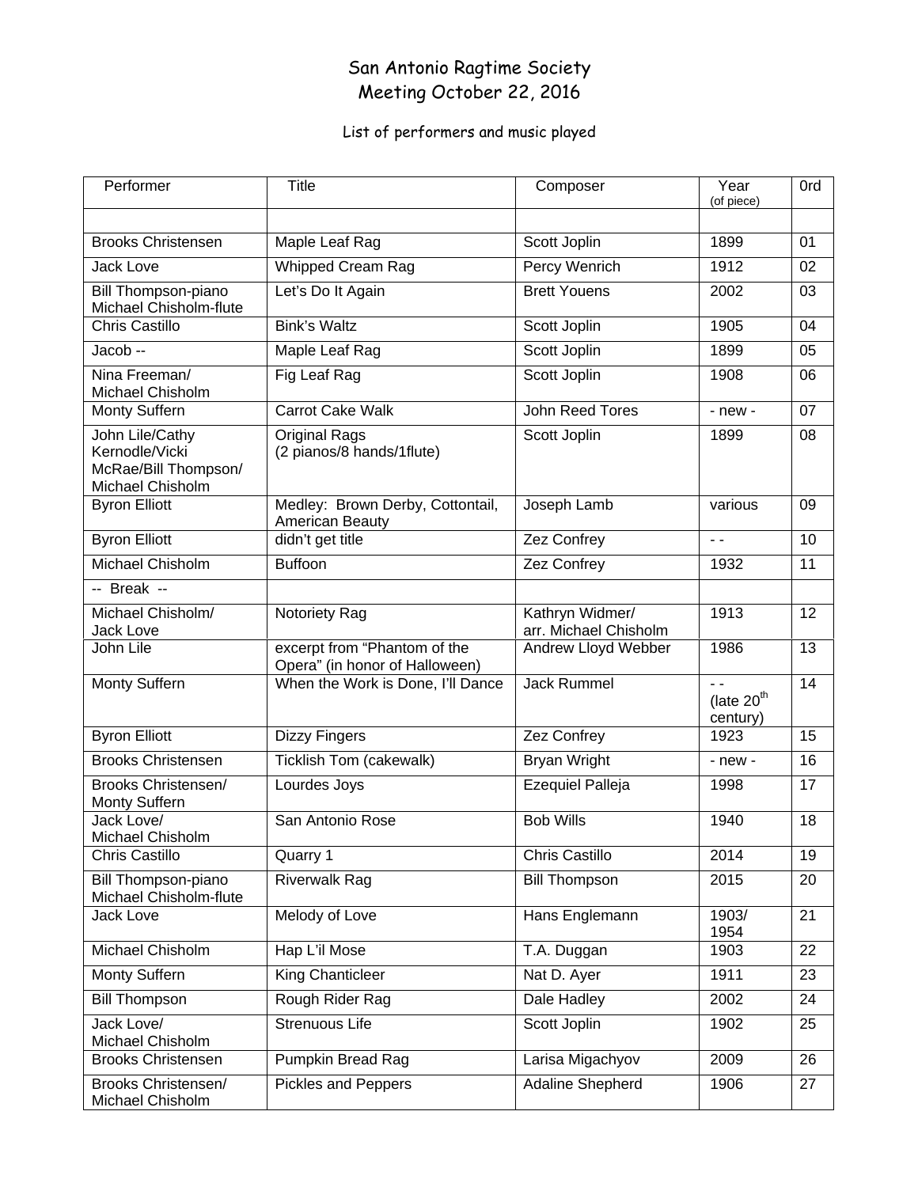# San Antonio Ragtime Society
## Meeting October 22, 2016

List of performers and music played

| Performer | Title | Composer | Year (of piece) | 0rd |
|---|---|---|---|---|
| | | | | |
| Brooks Christensen | Maple Leaf Rag | Scott Joplin | 1899 | 01 |
| Jack Love | Whipped Cream Rag | Percy Wenrich | 1912 | 02 |
| Bill Thompson-piano Michael Chisholm-flute | Let's Do It Again | Brett Youens | 2002 | 03 |
| Chris Castillo | Bink's Waltz | Scott Joplin | 1905 | 04 |
| Jacob -- | Maple Leaf Rag | Scott Joplin | 1899 | 05 |
| Nina Freeman/ Michael Chisholm | Fig Leaf Rag | Scott Joplin | 1908 | 06 |
| Monty Suffern | Carrot Cake Walk | John Reed Tores | - new - | 07 |
| John Lile/Cathy Kernodle/Vicki McRae/Bill Thompson/ Michael Chisholm | Original Rags (2 pianos/8 hands/1flute) | Scott Joplin | 1899 | 08 |
| Byron Elliott | Medley: Brown Derby, Cottontail, American Beauty | Joseph Lamb | various | 09 |
| Byron Elliott | didn't get title | Zez Confrey | - - | 10 |
| Michael Chisholm | Buffoon | Zez Confrey | 1932 | 11 |
| -- Break -- | | | | |
| Michael Chisholm/ Jack Love | Notoriety Rag | Kathryn Widmer/ arr. Michael Chisholm | 1913 | 12 |
| John Lile | excerpt from "Phantom of the Opera" (in honor of Halloween) | Andrew Lloyd Webber | 1986 | 13 |
| Monty Suffern | When the Work is Done, I'll Dance | Jack Rummel | - - (late 20th century) | 14 |
| Byron Elliott | Dizzy Fingers | Zez Confrey | 1923 | 15 |
| Brooks Christensen | Ticklish Tom (cakewalk) | Bryan Wright | - new - | 16 |
| Brooks Christensen/ Monty Suffern | Lourdes Joys | Ezequiel Palleja | 1998 | 17 |
| Jack Love/ Michael Chisholm | San Antonio Rose | Bob Wills | 1940 | 18 |
| Chris Castillo | Quarry 1 | Chris Castillo | 2014 | 19 |
| Bill Thompson-piano Michael Chisholm-flute | Riverwalk Rag | Bill Thompson | 2015 | 20 |
| Jack Love | Melody of Love | Hans Englemann | 1903/ 1954 | 21 |
| Michael Chisholm | Hap L'il Mose | T.A. Duggan | 1903 | 22 |
| Monty Suffern | King Chanticleer | Nat D. Ayer | 1911 | 23 |
| Bill Thompson | Rough Rider Rag | Dale Hadley | 2002 | 24 |
| Jack Love/ Michael Chisholm | Strenuous Life | Scott Joplin | 1902 | 25 |
| Brooks Christensen | Pumpkin Bread Rag | Larisa Migachyov | 2009 | 26 |
| Brooks Christensen/ Michael Chisholm | Pickles and Peppers | Adaline Shepherd | 1906 | 27 |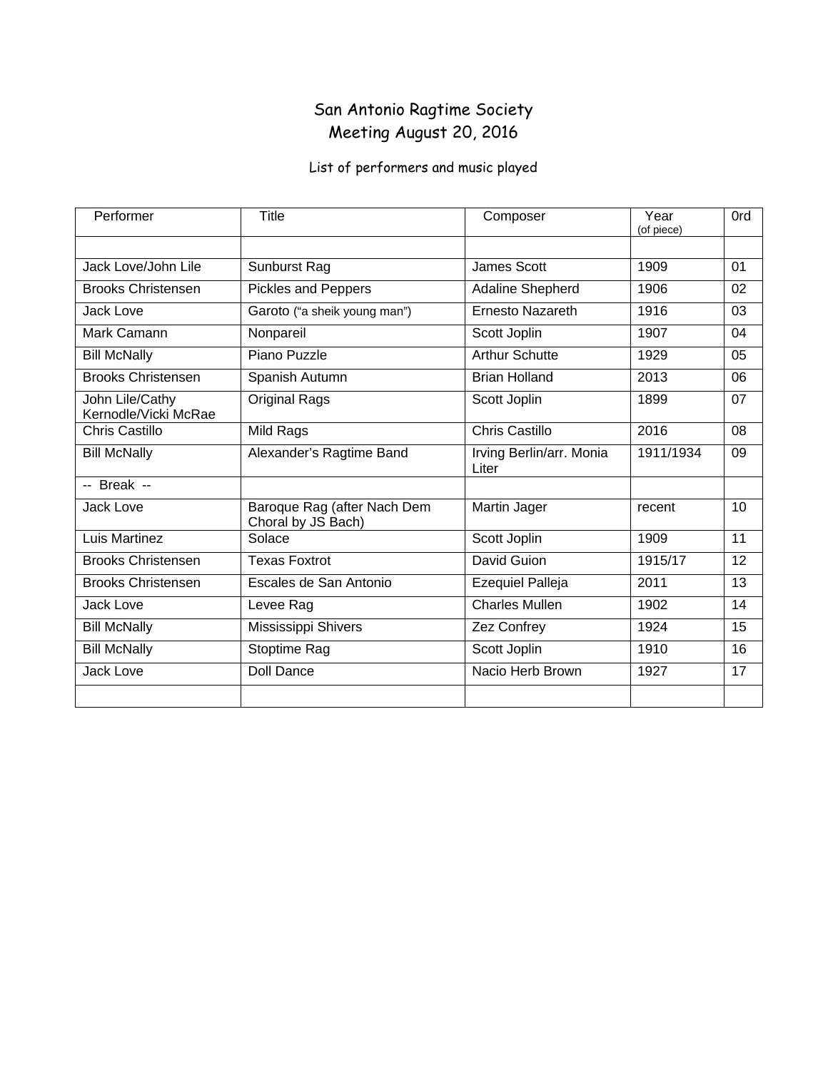# San Antonio Ragtime Society
## Meeting August 20, 2016

List of performers and music played

| Performer | Title | Composer | Year (of piece) | 0rd |
|---|---|---|---|---|
| | | | | |
| Jack Love/John Lile | Sunburst Rag | James Scott | 1909 | 01 |
| Brooks Christensen | Pickles and Peppers | Adaline Shepherd | 1906 | 02 |
| Jack Love | Garoto ("a sheik young man") | Ernesto Nazareth | 1916 | 03 |
| Mark Camann | Nonpareil | Scott Joplin | 1907 | 04 |
| Bill McNally | Piano Puzzle | Arthur Schutte | 1929 | 05 |
| Brooks Christensen | Spanish Autumn | Brian Holland | 2013 | 06 |
| John Lile/Cathy Kernodle/Vicki McRae | Original Rags | Scott Joplin | 1899 | 07 |
| Chris Castillo | Mild Rags | Chris Castillo | 2016 | 08 |
| Bill McNally | Alexander's Ragtime Band | Irving Berlin/arr. Monia Liter | 1911/1934 | 09 |
| -- Break -- | | | | |
| Jack Love | Baroque Rag (after Nach Dem Choral by JS Bach) | Martin Jager | recent | 10 |
| Luis Martinez | Solace | Scott Joplin | 1909 | 11 |
| Brooks Christensen | Texas Foxtrot | David Guion | 1915/17 | 12 |
| Brooks Christensen | Escales de San Antonio | Ezequiel Palleja | 2011 | 13 |
| Jack Love | Levee Rag | Charles Mullen | 1902 | 14 |
| Bill McNally | Mississippi Shivers | Zez Confrey | 1924 | 15 |
| Bill McNally | Stoptime Rag | Scott Joplin | 1910 | 16 |
| Jack Love | Doll Dance | Nacio Herb Brown | 1927 | 17 |
| | | | | |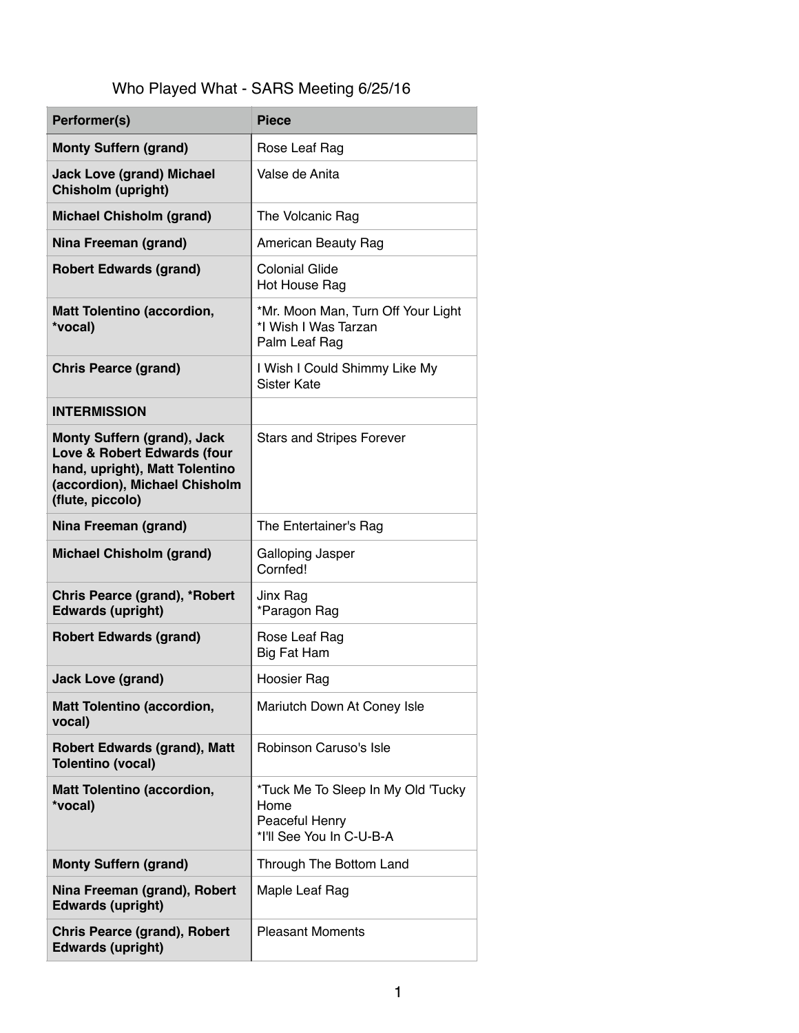Who Played What - SARS Meeting 6/25/16

| Performer(s) | Piece |
|---|---|
| **Monty Suffern (grand)** | Rose Leaf Rag |
| **Jack Love (grand) Michael Chisholm (upright)** | Valse de Anita |
| **Michael Chisholm (grand)** | The Volcanic Rag |
| **Nina Freeman (grand)** | American Beauty Rag |
| **Robert Edwards (grand)** | Colonial Glide<br>Hot House Rag |
| **Matt Tolentino (accordion, *vocal)** | *Mr. Moon Man, Turn Off Your Light<br>*I Wish I Was Tarzan<br>Palm Leaf Rag |
| **Chris Pearce (grand)** | I Wish I Could Shimmy Like My Sister Kate |
| **INTERMISSION** | |
| **Monty Suffern (grand), Jack Love & Robert Edwards (four hand, upright), Matt Tolentino (accordion), Michael Chisholm (flute, piccolo)** | Stars and Stripes Forever |
| **Nina Freeman (grand)** | The Entertainer's Rag |
| **Michael Chisholm (grand)** | Galloping Jasper<br>Cornfed! |
| **Chris Pearce (grand), *Robert Edwards (upright)** | Jinx Rag<br>*Paragon Rag |
| **Robert Edwards (grand)** | Rose Leaf Rag<br>Big Fat Ham |
| **Jack Love (grand)** | Hoosier Rag |
| **Matt Tolentino (accordion, vocal)** | Mariutch Down At Coney Isle |
| **Robert Edwards (grand), Matt Tolentino (vocal)** | Robinson Caruso's Isle |
| **Matt Tolentino (accordion, *vocal)** | *Tuck Me To Sleep In My Old 'Tucky Home<br>Peaceful Henry<br>*I'll See You In C-U-B-A |
| **Monty Suffern (grand)** | Through The Bottom Land |
| **Nina Freeman (grand), Robert Edwards (upright)** | Maple Leaf Rag |
| **Chris Pearce (grand), Robert Edwards (upright)** | Pleasant Moments |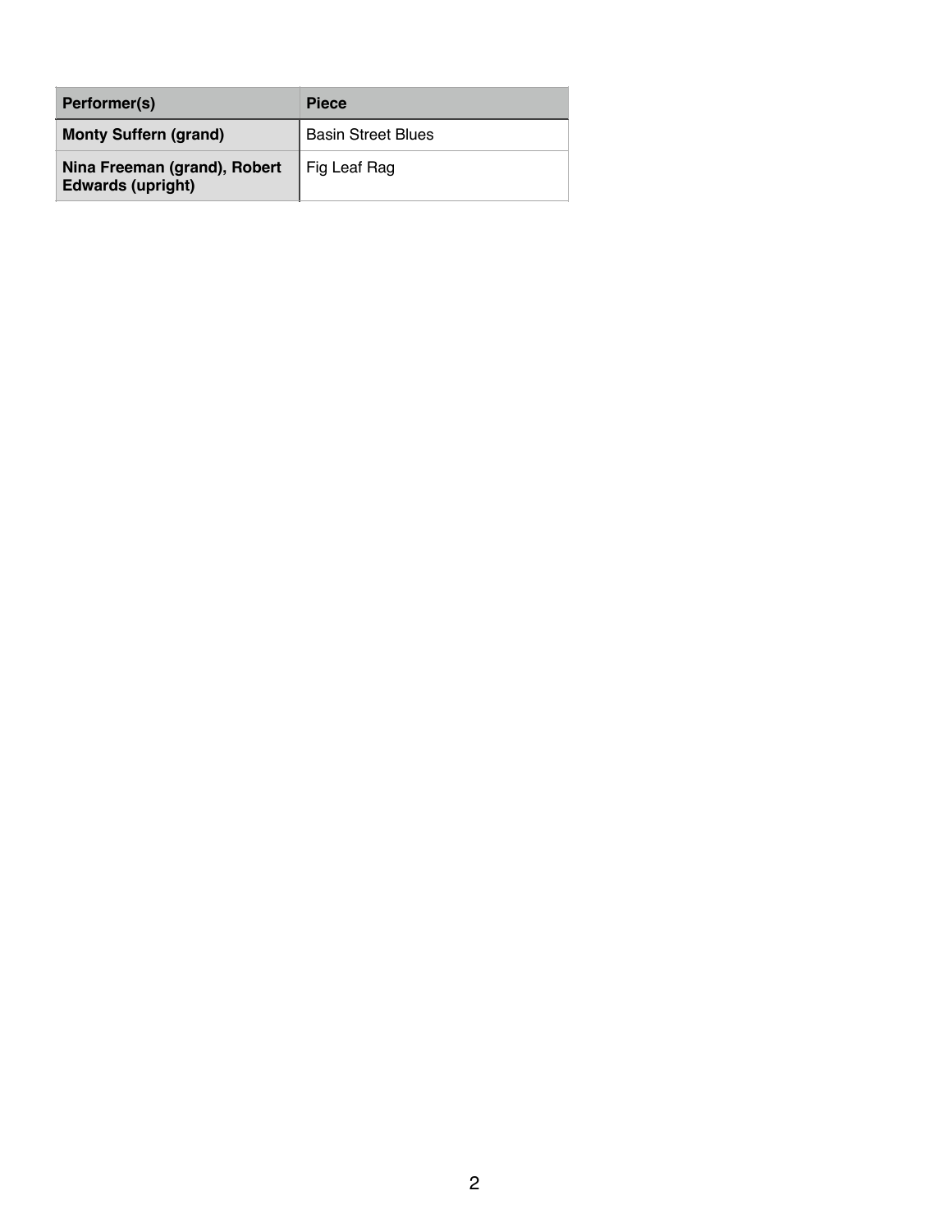| Performer(s) | Piece |
| --- | --- |
| **Monty Suffern (grand)** | Basin Street Blues |
| **Nina Freeman (grand), Robert Edwards (upright)** | Fig Leaf Rag |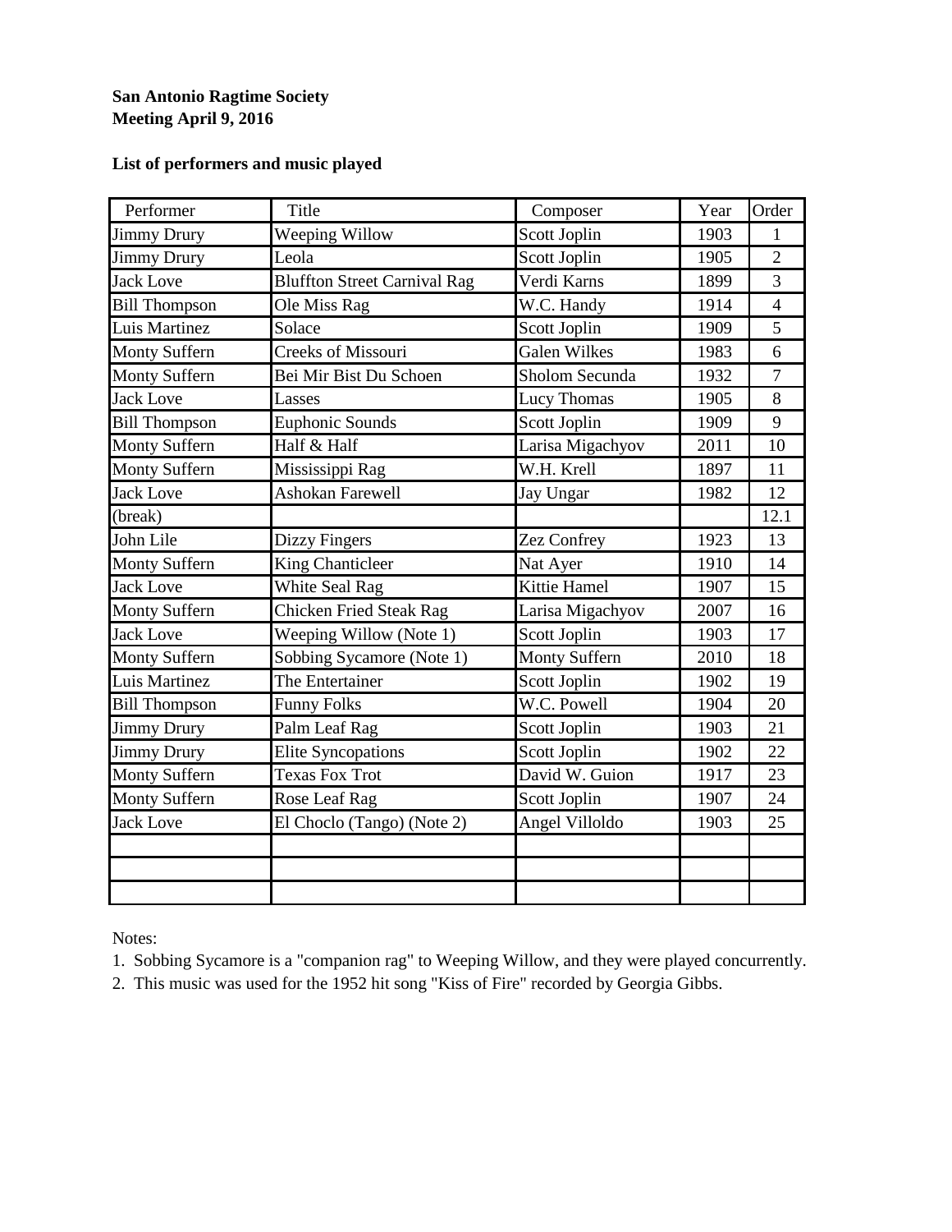**San Antonio Ragtime Society**
**Meeting April 9, 2016**

**List of performers and music played**

| Performer | Title | Composer | Year | Order |
|---|---|---|---|---|
| Jimmy Drury | Weeping Willow | Scott Joplin | 1903 | 1 |
| Jimmy Drury | Leola | Scott Joplin | 1905 | 2 |
| Jack Love | Bluffton Street Carnival Rag | Verdi Karns | 1899 | 3 |
| Bill Thompson | Ole Miss Rag | W.C. Handy | 1914 | 4 |
| Luis Martinez | Solace | Scott Joplin | 1909 | 5 |
| Monty Suffern | Creeks of Missouri | Galen Wilkes | 1983 | 6 |
| Monty Suffern | Bei Mir Bist Du Schoen | Sholom Secunda | 1932 | 7 |
| Jack Love | Lasses | Lucy Thomas | 1905 | 8 |
| Bill Thompson | Euphonic Sounds | Scott Joplin | 1909 | 9 |
| Monty Suffern | Half & Half | Larisa Migachyov | 2011 | 10 |
| Monty Suffern | Mississippi Rag | W.H. Krell | 1897 | 11 |
| Jack Love | Ashokan Farewell | Jay Ungar | 1982 | 12 |
| (break) | | | | 12.1 |
| John Lile | Dizzy Fingers | Zez Confrey | 1923 | 13 |
| Monty Suffern | King Chanticleer | Nat Ayer | 1910 | 14 |
| Jack Love | White Seal Rag | Kittie Hamel | 1907 | 15 |
| Monty Suffern | Chicken Fried Steak Rag | Larisa Migachyov | 2007 | 16 |
| Jack Love | Weeping Willow (Note 1) | Scott Joplin | 1903 | 17 |
| Monty Suffern | Sobbing Sycamore (Note 1) | Monty Suffern | 2010 | 18 |
| Luis Martinez | The Entertainer | Scott Joplin | 1902 | 19 |
| Bill Thompson | Funny Folks | W.C. Powell | 1904 | 20 |
| Jimmy Drury | Palm Leaf Rag | Scott Joplin | 1903 | 21 |
| Jimmy Drury | Elite Syncopations | Scott Joplin | 1902 | 22 |
| Monty Suffern | Texas Fox Trot | David W. Guion | 1917 | 23 |
| Monty Suffern | Rose Leaf Rag | Scott Joplin | 1907 | 24 |
| Jack Love | El Choclo (Tango) (Note 2) | Angel Villoldo | 1903 | 25 |
| | | | | |
| | | | | |
| | | | | |

Notes:

1. Sobbing Sycamore is a "companion rag" to Weeping Willow, and they were played concurrently.
2. This music was used for the 1952 hit song "Kiss of Fire" recorded by Georgia Gibbs.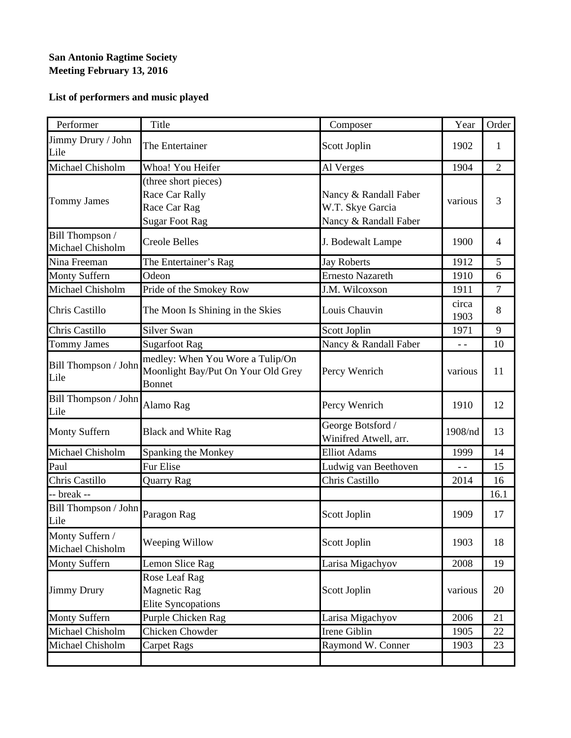**San Antonio Ragtime Society**
**Meeting February 13, 2016**

**List of performers and music played**

| Performer | Title | Composer | Year | Order |
|---|---|---|---|---|
| Jimmy Drury / John Lile | The Entertainer | Scott Joplin | 1902 | 1 |
| Michael Chisholm | Whoa! You Heifer | Al Verges | 1904 | 2 |
| Tommy James | (three short pieces)<br>Race Car Rally<br>Race Car Rag<br>Sugar Foot Rag | <br>Nancy & Randall Faber<br>W.T. Skye Garcia<br>Nancy & Randall Faber | various | 3 |
| Bill Thompson / Michael Chisholm | Creole Belles | J. Bodewalt Lampe | 1900 | 4 |
| Nina Freeman | The Entertainer's Rag | Jay Roberts | 1912 | 5 |
| Monty Suffern | Odeon | Ernesto Nazareth | 1910 | 6 |
| Michael Chisholm | Pride of the Smokey Row | J.M. Wilcoxson | 1911 | 7 |
| Chris Castillo | The Moon Is Shining in the Skies | Louis Chauvin | circa 1903 | 8 |
| Chris Castillo | Silver Swan | Scott Joplin | 1971 | 9 |
| Tommy James | Sugarfoot Rag | Nancy & Randall Faber | - - | 10 |
| Bill Thompson / John Lile | medley: When You Wore a Tulip/On Moonlight Bay/Put On Your Old Grey Bonnet | Percy Wenrich | various | 11 |
| Bill Thompson / John Lile | Alamo Rag | Percy Wenrich | 1910 | 12 |
| Monty Suffern | Black and White Rag | George Botsford / Winifred Atwell, arr. | 1908/nd | 13 |
| Michael Chisholm | Spanking the Monkey | Elliot Adams | 1999 | 14 |
| Paul | Fur Elise | Ludwig van Beethoven | - - | 15 |
| Chris Castillo | Quarry Rag | Chris Castillo | 2014 | 16 |
| -- break -- | | | | 16.1 |
| Bill Thompson / John Lile | Paragon Rag | Scott Joplin | 1909 | 17 |
| Monty Suffern / Michael Chisholm | Weeping Willow | Scott Joplin | 1903 | 18 |
| Monty Suffern | Lemon Slice Rag | Larisa Migachyov | 2008 | 19 |
| Jimmy Drury | Rose Leaf Rag<br>Magnetic Rag<br>Elite Syncopations | Scott Joplin | various | 20 |
| Monty Suffern | Purple Chicken Rag | Larisa Migachyov | 2006 | 21 |
| Michael Chisholm | Chicken Chowder | Irene Giblin | 1905 | 22 |
| Michael Chisholm | Carpet Rags | Raymond W. Conner | 1903 | 23 |
| | | | | |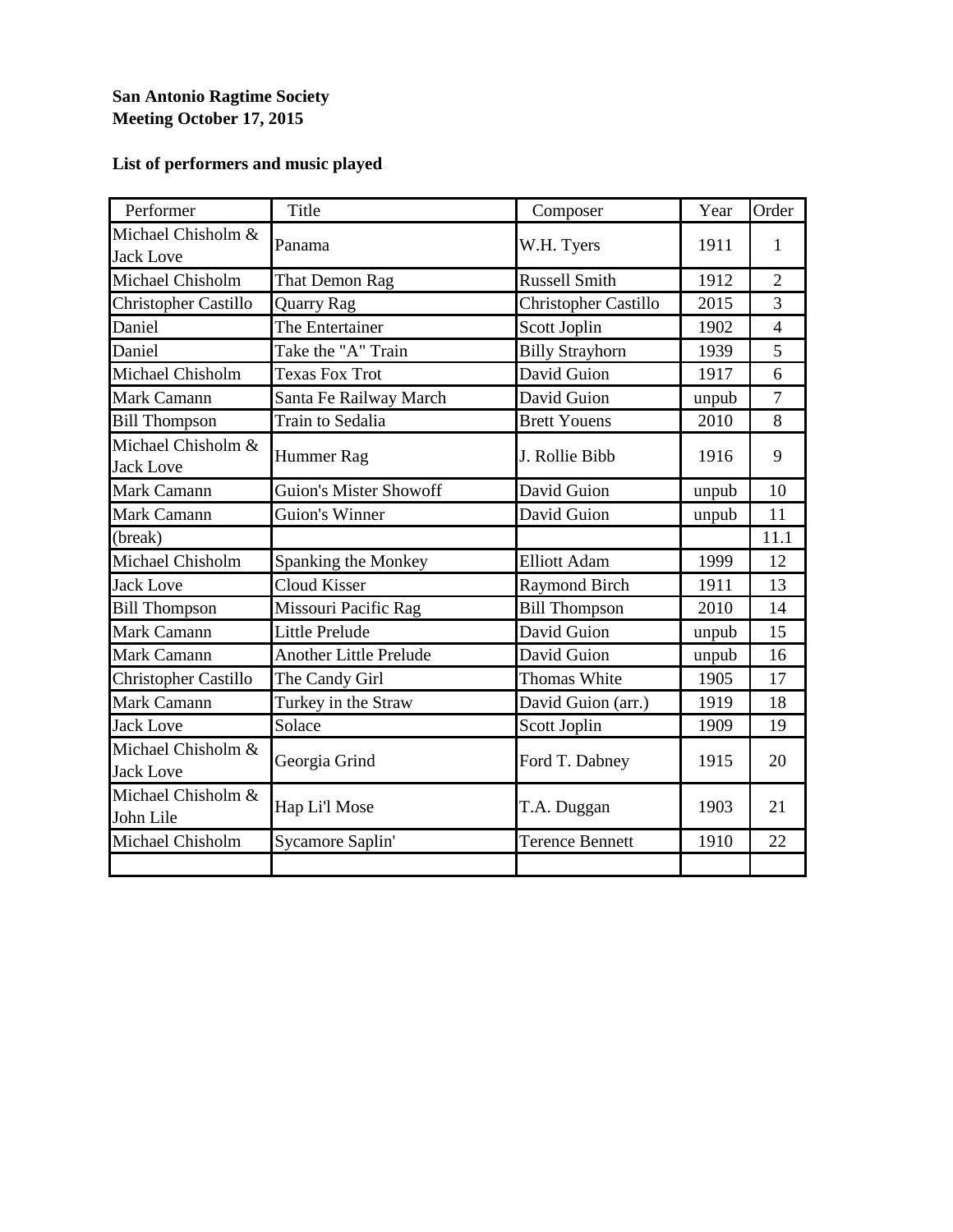**San Antonio Ragtime Society**
**Meeting October 17, 2015**

**List of performers and music played**

| Performer | Title | Composer | Year | Order |
|---|---|---|---|---|
| Michael Chisholm & Jack Love | Panama | W.H. Tyers | 1911 | 1 |
| Michael Chisholm | That Demon Rag | Russell Smith | 1912 | 2 |
| Christopher Castillo | Quarry Rag | Christopher Castillo | 2015 | 3 |
| Daniel | The Entertainer | Scott Joplin | 1902 | 4 |
| Daniel | Take the "A" Train | Billy Strayhorn | 1939 | 5 |
| Michael Chisholm | Texas Fox Trot | David Guion | 1917 | 6 |
| Mark Camann | Santa Fe Railway March | David Guion | unpub | 7 |
| Bill Thompson | Train to Sedalia | Brett Youens | 2010 | 8 |
| Michael Chisholm & Jack Love | Hummer Rag | J. Rollie Bibb | 1916 | 9 |
| Mark Camann | Guion's Mister Showoff | David Guion | unpub | 10 |
| Mark Camann | Guion's Winner | David Guion | unpub | 11 |
| (break) | | | | 11.1 |
| Michael Chisholm | Spanking the Monkey | Elliott Adam | 1999 | 12 |
| Jack Love | Cloud Kisser | Raymond Birch | 1911 | 13 |
| Bill Thompson | Missouri Pacific Rag | Bill Thompson | 2010 | 14 |
| Mark Camann | Little Prelude | David Guion | unpub | 15 |
| Mark Camann | Another Little Prelude | David Guion | unpub | 16 |
| Christopher Castillo | The Candy Girl | Thomas White | 1905 | 17 |
| Mark Camann | Turkey in the Straw | David Guion (arr.) | 1919 | 18 |
| Jack Love | Solace | Scott Joplin | 1909 | 19 |
| Michael Chisholm & Jack Love | Georgia Grind | Ford T. Dabney | 1915 | 20 |
| Michael Chisholm & John Lile | Hap Li'l Mose | T.A. Duggan | 1903 | 21 |
| Michael Chisholm | Sycamore Saplin' | Terence Bennett | 1910 | 22 |
| | | | | |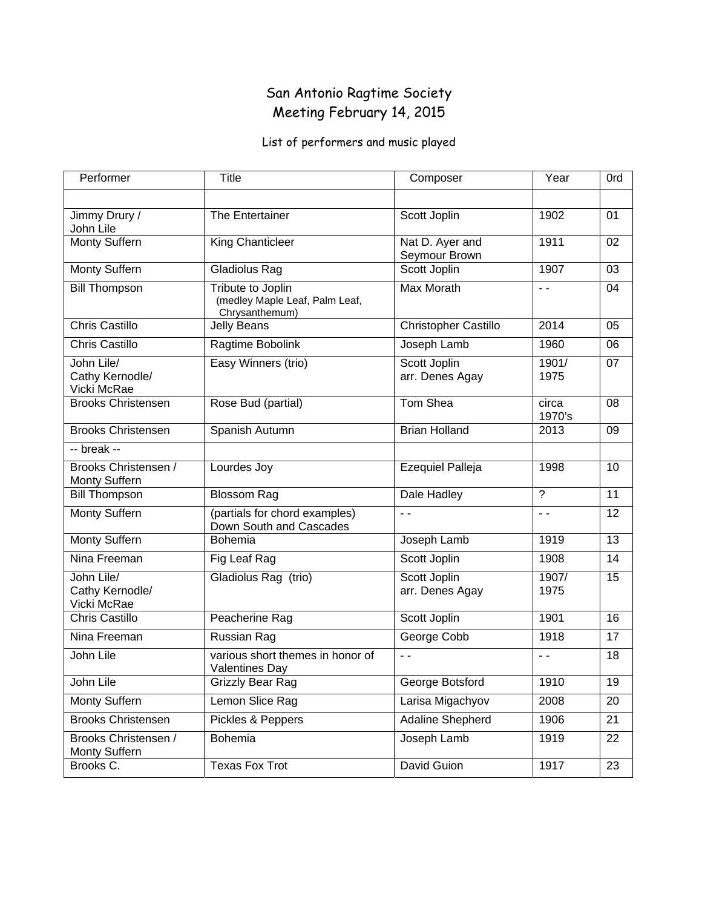# San Antonio Ragtime Society
## Meeting February 14, 2015

List of performers and music played

| Performer | Title | Composer | Year | 0rd |
|---|---|---|---|---|
| | | | | |
| Jimmy Drury / John Lile | The Entertainer | Scott Joplin | 1902 | 01 |
| Monty Suffern | King Chanticleer | Nat D. Ayer and Seymour Brown | 1911 | 02 |
| Monty Suffern | Gladiolus Rag | Scott Joplin | 1907 | 03 |
| Bill Thompson | Tribute to Joplin (medley Maple Leaf, Palm Leaf, Chrysanthemum) | Max Morath | - - | 04 |
| Chris Castillo | Jelly Beans | Christopher Castillo | 2014 | 05 |
| Chris Castillo | Ragtime Bobolink | Joseph Lamb | 1960 | 06 |
| John Lile/ Cathy Kernodle/ Vicki McRae | Easy Winners (trio) | Scott Joplin arr. Denes Agay | 1901/ 1975 | 07 |
| Brooks Christensen | Rose Bud (partial) | Tom Shea | circa 1970's | 08 |
| Brooks Christensen | Spanish Autumn | Brian Holland | 2013 | 09 |
| -- break -- | | | | |
| Brooks Christensen / Monty Suffern | Lourdes Joy | Ezequiel Palleja | 1998 | 10 |
| Bill Thompson | Blossom Rag | Dale Hadley | ? | 11 |
| Monty Suffern | (partials for chord examples) Down South and Cascades | - - | - - | 12 |
| Monty Suffern | Bohemia | Joseph Lamb | 1919 | 13 |
| Nina Freeman | Fig Leaf Rag | Scott Joplin | 1908 | 14 |
| John Lile/ Cathy Kernodle/ Vicki McRae | Gladiolus Rag (trio) | Scott Joplin arr. Denes Agay | 1907/ 1975 | 15 |
| Chris Castillo | Peacherine Rag | Scott Joplin | 1901 | 16 |
| Nina Freeman | Russian Rag | George Cobb | 1918 | 17 |
| John Lile | various short themes in honor of Valentines Day | - - | - - | 18 |
| John Lile | Grizzly Bear Rag | George Botsford | 1910 | 19 |
| Monty Suffern | Lemon Slice Rag | Larisa Migachyov | 2008 | 20 |
| Brooks Christensen | Pickles & Peppers | Adaline Shepherd | 1906 | 21 |
| Brooks Christensen / Monty Suffern | Bohemia | Joseph Lamb | 1919 | 22 |
| Brooks C. | Texas Fox Trot | David Guion | 1917 | 23 |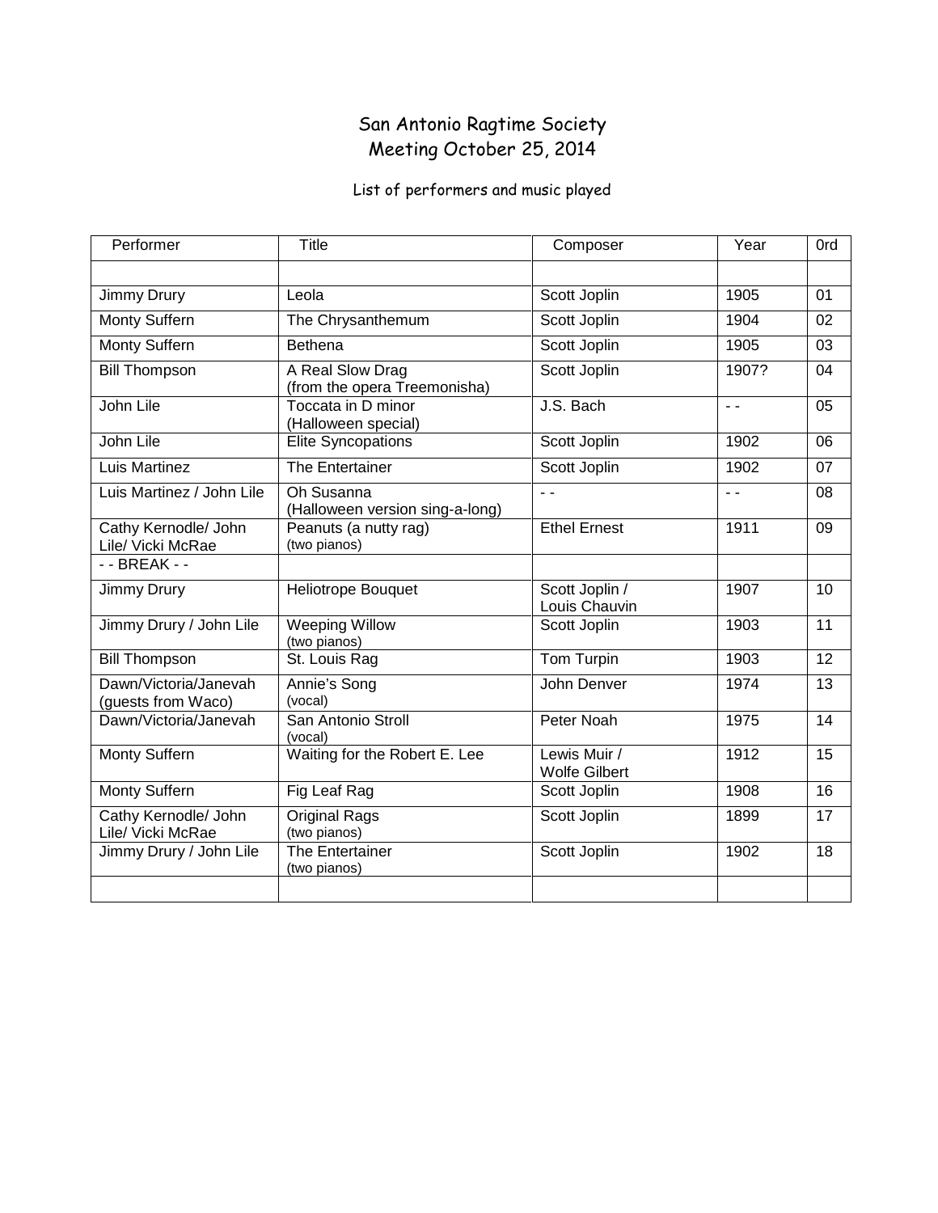# San Antonio Ragtime Society
## Meeting October 25, 2014

List of performers and music played

| Performer | Title | Composer | Year | 0rd |
|---|---|---|---|---|
| | | | | |
| Jimmy Drury | Leola | Scott Joplin | 1905 | 01 |
| Monty Suffern | The Chrysanthemum | Scott Joplin | 1904 | 02 |
| Monty Suffern | Bethena | Scott Joplin | 1905 | 03 |
| Bill Thompson | A Real Slow Drag (from the opera Treemonisha) | Scott Joplin | 1907? | 04 |
| John Lile | Toccata in D minor (Halloween special) | J.S. Bach | - - | 05 |
| John Lile | Elite Syncopations | Scott Joplin | 1902 | 06 |
| Luis Martinez | The Entertainer | Scott Joplin | 1902 | 07 |
| Luis Martinez / John Lile | Oh Susanna (Halloween version sing-a-long) | - - | - - | 08 |
| Cathy Kernodle/ John Lile/ Vicki McRae | Peanuts (a nutty rag) (two pianos) | Ethel Ernest | 1911 | 09 |
| - - BREAK - - | | | | |
| Jimmy Drury | Heliotrope Bouquet | Scott Joplin / Louis Chauvin | 1907 | 10 |
| Jimmy Drury / John Lile | Weeping Willow (two pianos) | Scott Joplin | 1903 | 11 |
| Bill Thompson | St. Louis Rag | Tom Turpin | 1903 | 12 |
| Dawn/Victoria/Janevah (guests from Waco) | Annie's Song (vocal) | John Denver | 1974 | 13 |
| Dawn/Victoria/Janevah | San Antonio Stroll (vocal) | Peter Noah | 1975 | 14 |
| Monty Suffern | Waiting for the Robert E. Lee | Lewis Muir / Wolfe Gilbert | 1912 | 15 |
| Monty Suffern | Fig Leaf Rag | Scott Joplin | 1908 | 16 |
| Cathy Kernodle/ John Lile/ Vicki McRae | Original Rags (two pianos) | Scott Joplin | 1899 | 17 |
| Jimmy Drury / John Lile | The Entertainer (two pianos) | Scott Joplin | 1902 | 18 |
| | | | | |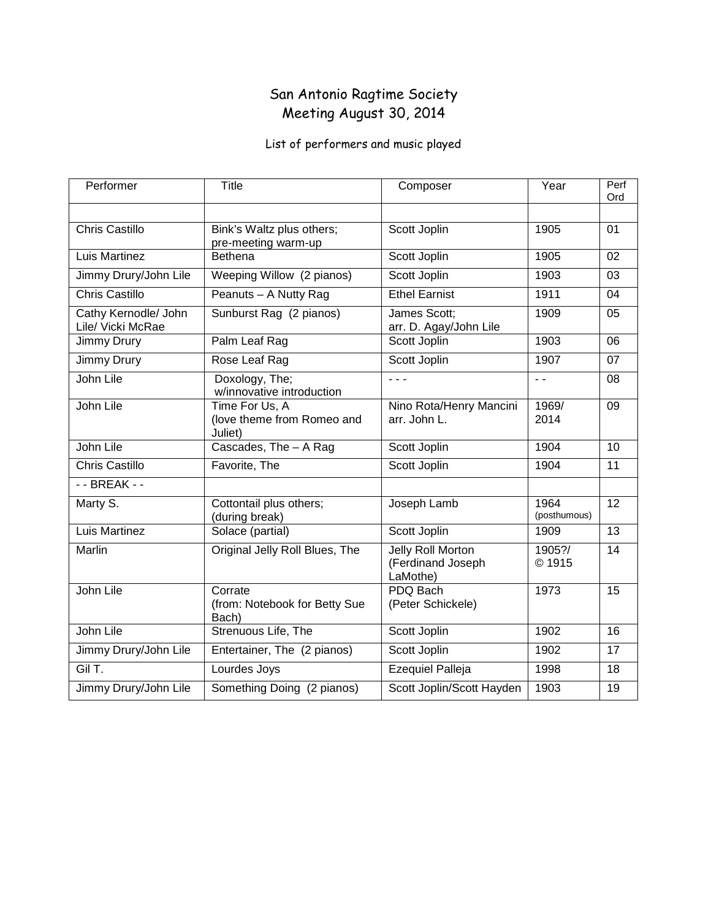# San Antonio Ragtime Society
# Meeting August 30, 2014

List of performers and music played

| Performer | Title | Composer | Year | Perf Ord |
|---|---|---|---|---|
| | | | | |
| Chris Castillo | Bink's Waltz plus others; pre-meeting warm-up | Scott Joplin | 1905 | 01 |
| Luis Martinez | Bethena | Scott Joplin | 1905 | 02 |
| Jimmy Drury/John Lile | Weeping Willow (2 pianos) | Scott Joplin | 1903 | 03 |
| Chris Castillo | Peanuts – A Nutty Rag | Ethel Earnist | 1911 | 04 |
| Cathy Kernodle/ John Lile/ Vicki McRae | Sunburst Rag (2 pianos) | James Scott; arr. D. Agay/John Lile | 1909 | 05 |
| Jimmy Drury | Palm Leaf Rag | Scott Joplin | 1903 | 06 |
| Jimmy Drury | Rose Leaf Rag | Scott Joplin | 1907 | 07 |
| John Lile | Doxology, The; w/innovative introduction | - - - | - - | 08 |
| John Lile | Time For Us, A (love theme from Romeo and Juliet) | Nino Rota/Henry Mancini arr. John L. | 1969/ 2014 | 09 |
| John Lile | Cascades, The – A Rag | Scott Joplin | 1904 | 10 |
| Chris Castillo | Favorite, The | Scott Joplin | 1904 | 11 |
| - - BREAK - - | | | | |
| Marty S. | Cottontail plus others; (during break) | Joseph Lamb | 1964 (posthumous) | 12 |
| Luis Martinez | Solace (partial) | Scott Joplin | 1909 | 13 |
| Marlin | Original Jelly Roll Blues, The | Jelly Roll Morton (Ferdinand Joseph LaMothe) | 1905?/ © 1915 | 14 |
| John Lile | Corrate (from: Notebook for Betty Sue Bach) | PDQ Bach (Peter Schickele) | 1973 | 15 |
| John Lile | Strenuous Life, The | Scott Joplin | 1902 | 16 |
| Jimmy Drury/John Lile | Entertainer, The (2 pianos) | Scott Joplin | 1902 | 17 |
| Gil T. | Lourdes Joys | Ezequiel Palleja | 1998 | 18 |
| Jimmy Drury/John Lile | Something Doing (2 pianos) | Scott Joplin/Scott Hayden | 1903 | 19 |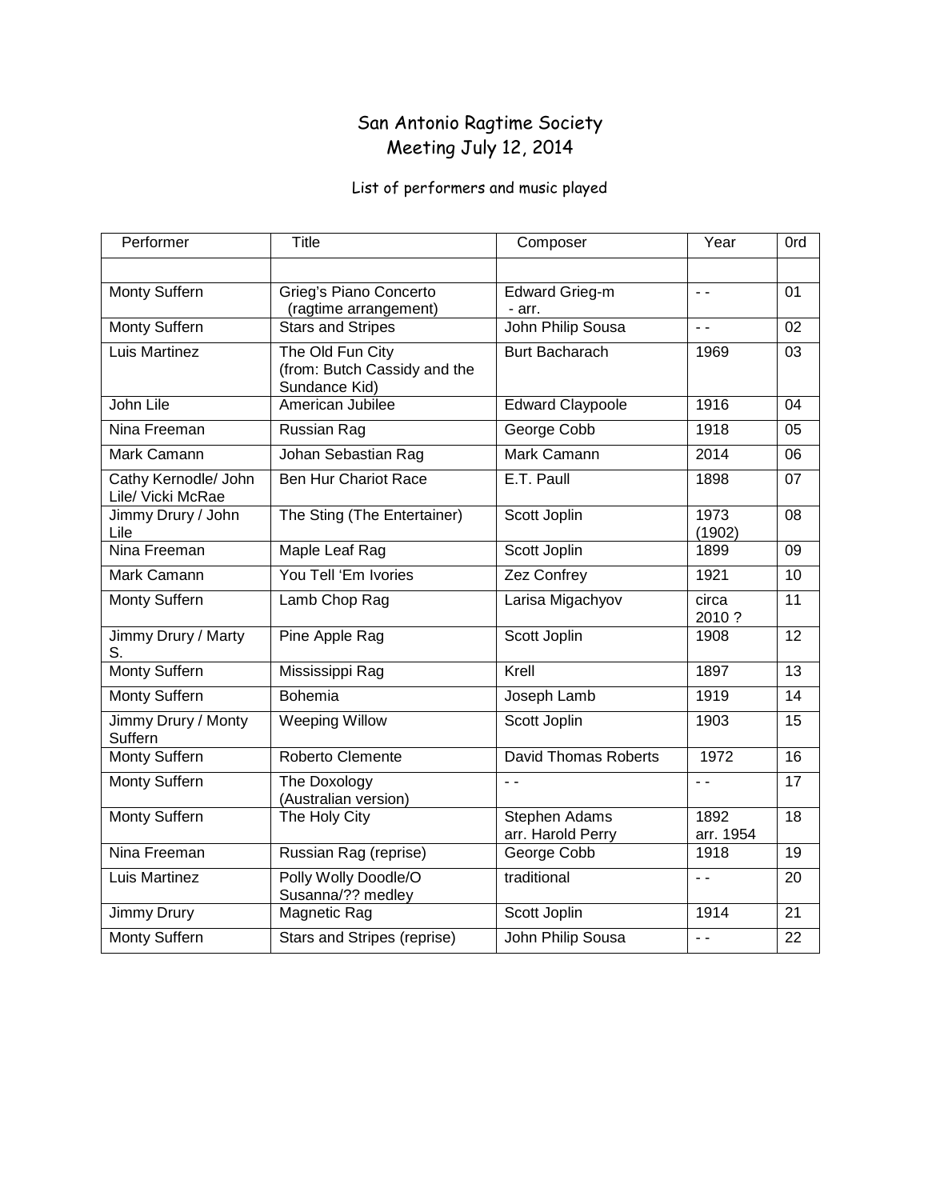# San Antonio Ragtime Society
## Meeting July 12, 2014

List of performers and music played

| Performer | Title | Composer | Year | 0rd |
|---|---|---|---|---|
| | | | | |
| Monty Suffern | Grieg's Piano Concerto (ragtime arrangement) | Edward Grieg-m - arr. | - - | 01 |
| Monty Suffern | Stars and Stripes | John Philip Sousa | - - | 02 |
| Luis Martinez | The Old Fun City (from: Butch Cassidy and the Sundance Kid) | Burt Bacharach | 1969 | 03 |
| John Lile | American Jubilee | Edward Claypoole | 1916 | 04 |
| Nina Freeman | Russian Rag | George Cobb | 1918 | 05 |
| Mark Camann | Johan Sebastian Rag | Mark Camann | 2014 | 06 |
| Cathy Kernodle/ John Lile/ Vicki McRae | Ben Hur Chariot Race | E.T. Paull | 1898 | 07 |
| Jimmy Drury / John Lile | The Sting (The Entertainer) | Scott Joplin | 1973 (1902) | 08 |
| Nina Freeman | Maple Leaf Rag | Scott Joplin | 1899 | 09 |
| Mark Camann | You Tell 'Em Ivories | Zez Confrey | 1921 | 10 |
| Monty Suffern | Lamb Chop Rag | Larisa Migachyov | circa 2010 ? | 11 |
| Jimmy Drury / Marty S. | Pine Apple Rag | Scott Joplin | 1908 | 12 |
| Monty Suffern | Mississippi Rag | Krell | 1897 | 13 |
| Monty Suffern | Bohemia | Joseph Lamb | 1919 | 14 |
| Jimmy Drury / Monty Suffern | Weeping Willow | Scott Joplin | 1903 | 15 |
| Monty Suffern | Roberto Clemente | David Thomas Roberts | 1972 | 16 |
| Monty Suffern | The Doxology (Australian version) | - - | - - | 17 |
| Monty Suffern | The Holy City | Stephen Adams arr. Harold Perry | 1892 arr. 1954 | 18 |
| Nina Freeman | Russian Rag (reprise) | George Cobb | 1918 | 19 |
| Luis Martinez | Polly Wolly Doodle/O Susanna/?? medley | traditional | - - | 20 |
| Jimmy Drury | Magnetic Rag | Scott Joplin | 1914 | 21 |
| Monty Suffern | Stars and Stripes (reprise) | John Philip Sousa | - - | 22 |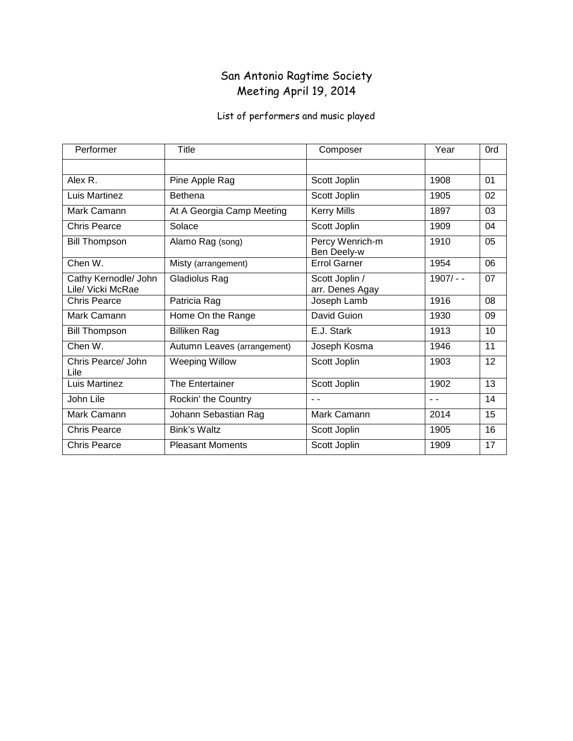# San Antonio Ragtime Society
## Meeting April 19, 2014

List of performers and music played

| Performer | Title | Composer | Year | 0rd |
|---|---|---|---|---|
| | | | | |
| Alex R. | Pine Apple Rag | Scott Joplin | 1908 | 01 |
| Luis Martinez | Bethena | Scott Joplin | 1905 | 02 |
| Mark Camann | At A Georgia Camp Meeting | Kerry Mills | 1897 | 03 |
| Chris Pearce | Solace | Scott Joplin | 1909 | 04 |
| Bill Thompson | Alamo Rag (song) | Percy Wenrich-m Ben Deely-w | 1910 | 05 |
| Chen W. | Misty (arrangement) | Errol Garner | 1954 | 06 |
| Cathy Kernodle/ John Lile/ Vicki McRae | Gladiolus Rag | Scott Joplin / arr. Denes Agay | 1907/ - - | 07 |
| Chris Pearce | Patricia Rag | Joseph Lamb | 1916 | 08 |
| Mark Camann | Home On the Range | David Guion | 1930 | 09 |
| Bill Thompson | Billiken Rag | E.J. Stark | 1913 | 10 |
| Chen W. | Autumn Leaves (arrangement) | Joseph Kosma | 1946 | 11 |
| Chris Pearce/ John Lile | Weeping Willow | Scott Joplin | 1903 | 12 |
| Luis Martinez | The Entertainer | Scott Joplin | 1902 | 13 |
| John Lile | Rockin' the Country | - - | - - | 14 |
| Mark Camann | Johann Sebastian Rag | Mark Camann | 2014 | 15 |
| Chris Pearce | Bink's Waltz | Scott Joplin | 1905 | 16 |
| Chris Pearce | Pleasant Moments | Scott Joplin | 1909 | 17 |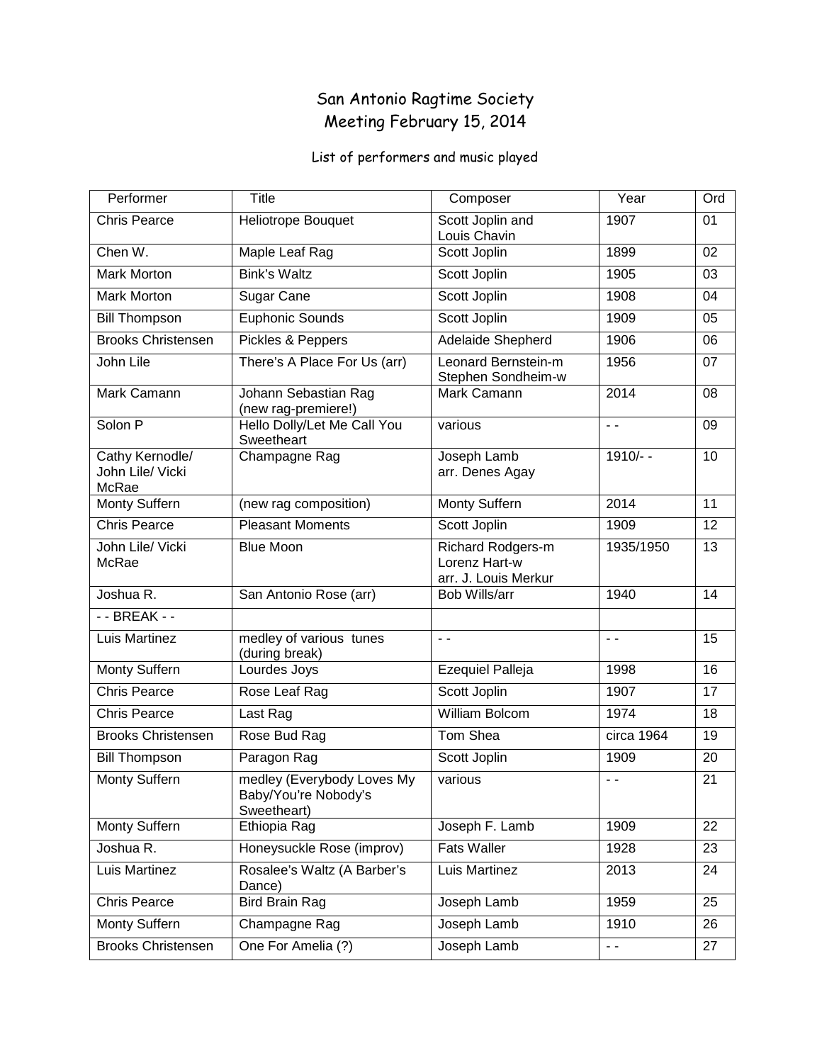# San Antonio Ragtime Society
## Meeting February 15, 2014

List of performers and music played

| Performer | Title | Composer | Year | Ord |
|---|---|---|---|---|
| Chris Pearce | Heliotrope Bouquet | Scott Joplin and Louis Chavin | 1907 | 01 |
| Chen W. | Maple Leaf Rag | Scott Joplin | 1899 | 02 |
| Mark Morton | Bink's Waltz | Scott Joplin | 1905 | 03 |
| Mark Morton | Sugar Cane | Scott Joplin | 1908 | 04 |
| Bill Thompson | Euphonic Sounds | Scott Joplin | 1909 | 05 |
| Brooks Christensen | Pickles & Peppers | Adelaide Shepherd | 1906 | 06 |
| John Lile | There's A Place For Us (arr) | Leonard Bernstein-m Stephen Sondheim-w | 1956 | 07 |
| Mark Camann | Johann Sebastian Rag (new rag-premiere!) | Mark Camann | 2014 | 08 |
| Solon P | Hello Dolly/Let Me Call You Sweetheart | various | - - | 09 |
| Cathy Kernodle/ John Lile/ Vicki McRae | Champagne Rag | Joseph Lamb arr. Denes Agay | 1910/- - | 10 |
| Monty Suffern | (new rag composition) | Monty Suffern | 2014 | 11 |
| Chris Pearce | Pleasant Moments | Scott Joplin | 1909 | 12 |
| John Lile/ Vicki McRae | Blue Moon | Richard Rodgers-m Lorenz Hart-w arr. J. Louis Merkur | 1935/1950 | 13 |
| Joshua R. | San Antonio Rose (arr) | Bob Wills/arr | 1940 | 14 |
| - - BREAK - - | | | | |
| Luis Martinez | medley of various tunes (during break) | - - | - - | 15 |
| Monty Suffern | Lourdes Joys | Ezequiel Palleja | 1998 | 16 |
| Chris Pearce | Rose Leaf Rag | Scott Joplin | 1907 | 17 |
| Chris Pearce | Last Rag | William Bolcom | 1974 | 18 |
| Brooks Christensen | Rose Bud Rag | Tom Shea | circa 1964 | 19 |
| Bill Thompson | Paragon Rag | Scott Joplin | 1909 | 20 |
| Monty Suffern | medley (Everybody Loves My Baby/You're Nobody's Sweetheart) | various | - - | 21 |
| Monty Suffern | Ethiopia Rag | Joseph F. Lamb | 1909 | 22 |
| Joshua R. | Honeysuckle Rose (improv) | Fats Waller | 1928 | 23 |
| Luis Martinez | Rosalee's Waltz (A Barber's Dance) | Luis Martinez | 2013 | 24 |
| Chris Pearce | Bird Brain Rag | Joseph Lamb | 1959 | 25 |
| Monty Suffern | Champagne Rag | Joseph Lamb | 1910 | 26 |
| Brooks Christensen | One For Amelia (?) | Joseph Lamb | - - | 27 |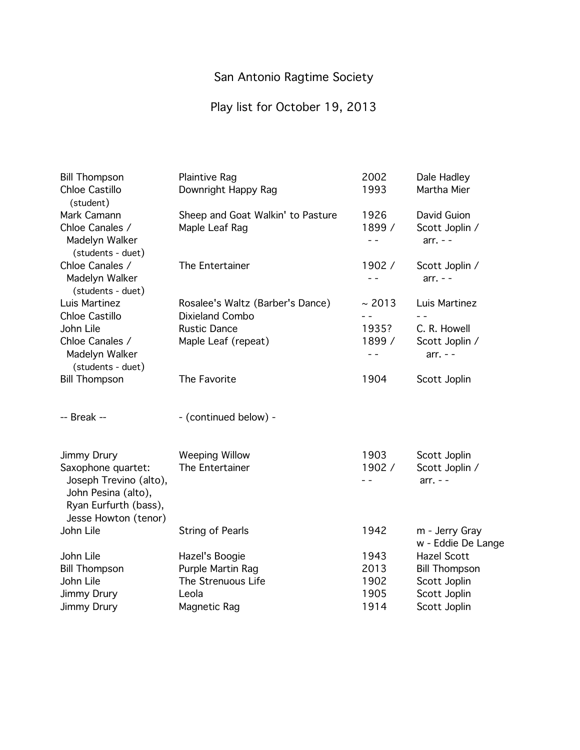# San Antonio Ragtime Society

## Play list for October 19, 2013

| Performer | Title | Year | Composer |
|---|---|---|---|
| Bill Thompson | Plaintive Rag | 2002 | Dale Hadley |
| Chloe Castillo (student) | Downright Happy Rag | 1993 | Martha Mier |
| Mark Camann | Sheep and Goat Walkin' to Pasture | 1926 | David Guion |
| Chloe Canales / Madelyn Walker (students - duet) | Maple Leaf Rag | 1899 / - - | Scott Joplin / arr. - - |
| Chloe Canales / Madelyn Walker (students - duet) | The Entertainer | 1902 / - - | Scott Joplin / arr. - - |
| Luis Martinez | Rosalee's Waltz (Barber's Dance) | ~ 2013 | Luis Martinez |
| Chloe Castillo | Dixieland Combo | - - | - - |
| John Lile | Rustic Dance | 1935? | C. R. Howell |
| Chloe Canales / Madelyn Walker (students - duet) | Maple Leaf (repeat) | 1899 / - - | Scott Joplin / arr. - - |
| Bill Thompson | The Favorite | 1904 | Scott Joplin |
| -- Break -- | - (continued below) - | | |
| Jimmy Drury | Weeping Willow | 1903 | Scott Joplin |
| Saxophone quartet: Joseph Trevino (alto), John Pesina (alto), Ryan Eurfurth (bass), Jesse Howton (tenor) | The Entertainer | 1902 / - - | Scott Joplin / arr. - - |
| John Lile | String of Pearls | 1942 | m - Jerry Gray<br>w - Eddie De Lange |
| John Lile | Hazel's Boogie | 1943 | Hazel Scott |
| Bill Thompson | Purple Martin Rag | 2013 | Bill Thompson |
| John Lile | The Strenuous Life | 1902 | Scott Joplin |
| Jimmy Drury | Leola | 1905 | Scott Joplin |
| Jimmy Drury | Magnetic Rag | 1914 | Scott Joplin |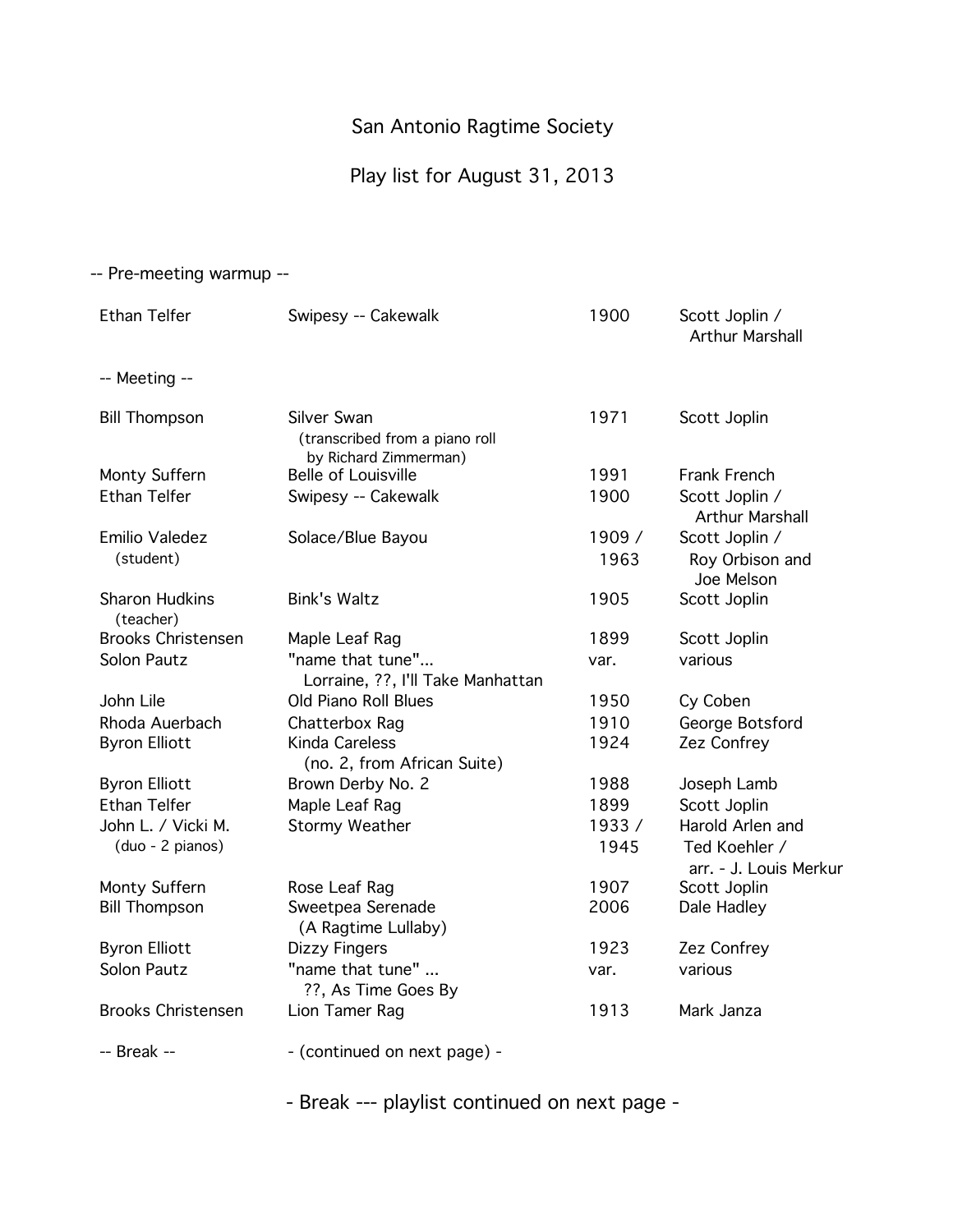# San Antonio Ragtime Society

## Play list for August 31, 2013

-- Pre-meeting warmup --

| Performer | Title | Year | Composer |
|---|---|---|---|
| Ethan Telfer | Swipesy -- Cakewalk | 1900 | Scott Joplin / Arthur Marshall |

-- Meeting --

| Performer | Title | Year | Composer |
|---|---|---|---|
| Bill Thompson | Silver Swan (transcribed from a piano roll by Richard Zimmerman) | 1971 | Scott Joplin |
| Monty Suffern | Belle of Louisville | 1991 | Frank French |
| Ethan Telfer | Swipesy -- Cakewalk | 1900 | Scott Joplin / Arthur Marshall |
| Emilio Valedez (student) | Solace/Blue Bayou | 1909 / 1963 | Scott Joplin / Roy Orbison and Joe Melson |
| Sharon Hudkins (teacher) | Bink's Waltz | 1905 | Scott Joplin |
| Brooks Christensen | Maple Leaf Rag | 1899 | Scott Joplin |
| Solon Pautz | "name that tune"... Lorraine, ??, I'll Take Manhattan | var. | various |
| John Lile | Old Piano Roll Blues | 1950 | Cy Coben |
| Rhoda Auerbach | Chatterbox Rag | 1910 | George Botsford |
| Byron Elliott | Kinda Careless (no. 2, from African Suite) | 1924 | Zez Confrey |
| Byron Elliott | Brown Derby No. 2 | 1988 | Joseph Lamb |
| Ethan Telfer | Maple Leaf Rag | 1899 | Scott Joplin |
| John L. / Vicki M. (duo - 2 pianos) | Stormy Weather | 1933 / 1945 | Harold Arlen and Ted Koehler / arr. - J. Louis Merkur |
| Monty Suffern | Rose Leaf Rag | 1907 | Scott Joplin |
| Bill Thompson | Sweetpea Serenade (A Ragtime Lullaby) | 2006 | Dale Hadley |
| Byron Elliott | Dizzy Fingers | 1923 | Zez Confrey |
| Solon Pautz | "name that tune" ... ??, As Time Goes By | var. | various |
| Brooks Christensen | Lion Tamer Rag | 1913 | Mark Janza |

-- Break -- - (continued on next page) -

- Break --- playlist continued on next page -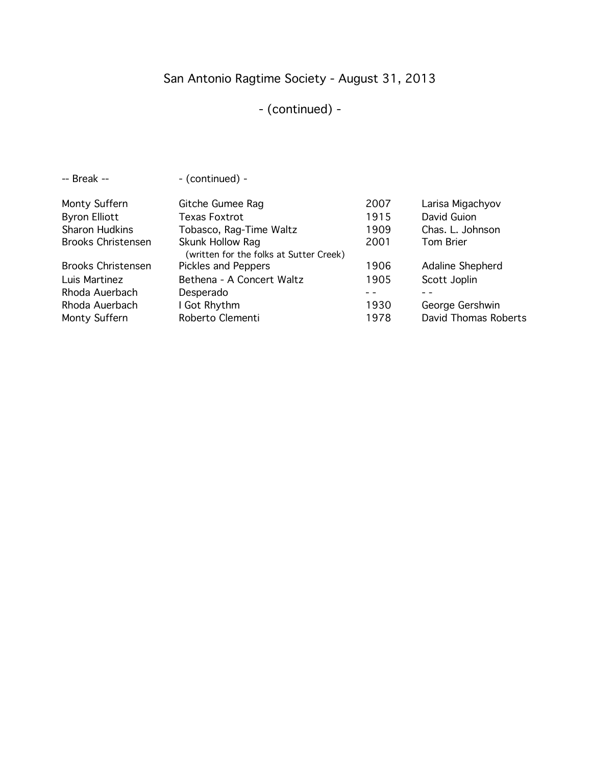# San Antonio Ragtime Society - August 31, 2013

## - (continued) -

| -- Break -- | - (continued) - | | |
|---|---|---|---|
| Monty Suffern | Gitche Gumee Rag | 2007 | Larisa Migachyov |
| Byron Elliott | Texas Foxtrot | 1915 | David Guion |
| Sharon Hudkins | Tobasco, Rag-Time Waltz | 1909 | Chas. L. Johnson |
| Brooks Christensen | Skunk Hollow Rag (written for the folks at Sutter Creek) | 2001 | Tom Brier |
| Brooks Christensen | Pickles and Peppers | 1906 | Adaline Shepherd |
| Luis Martinez | Bethena - A Concert Waltz | 1905 | Scott Joplin |
| Rhoda Auerbach | Desperado | - - | - - |
| Rhoda Auerbach | I Got Rhythm | 1930 | George Gershwin |
| Monty Suffern | Roberto Clementi | 1978 | David Thomas Roberts |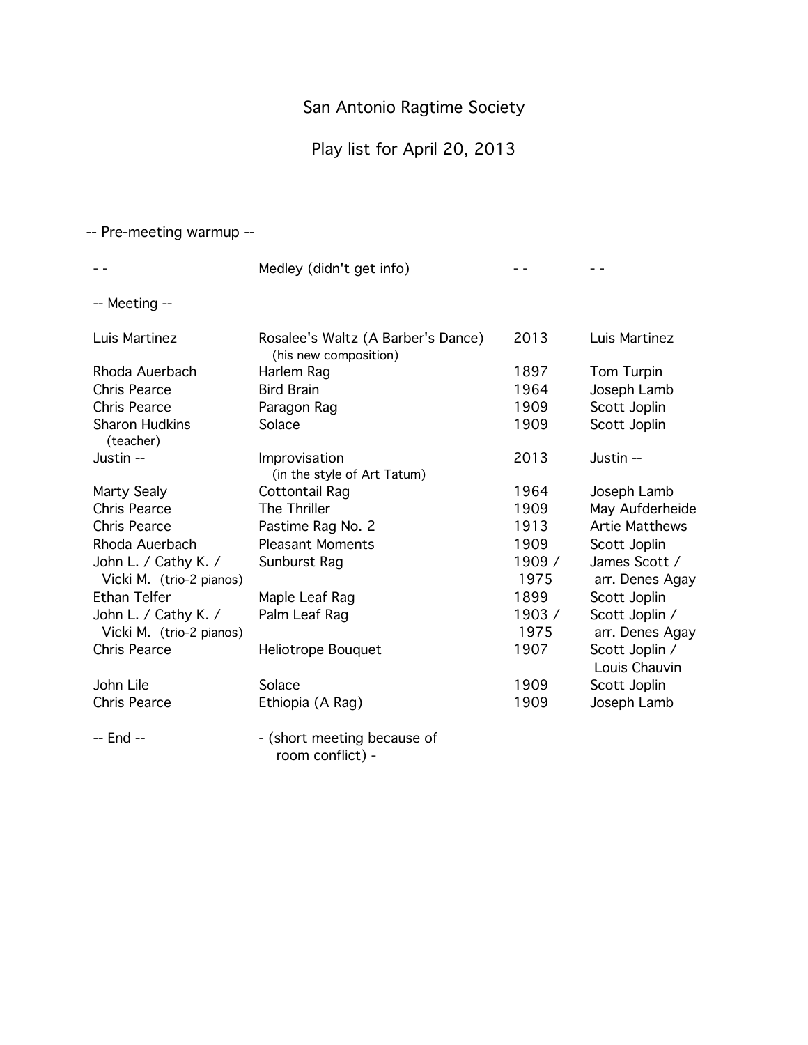# San Antonio Ragtime Society

## Play list for April 20, 2013

-- Pre-meeting warmup --

| | | | |
|---|---|---|---|
| - - | Medley (didn't get info) | - - | - - |
| -- Meeting -- | | | |
| Luis Martinez | Rosalee's Waltz (A Barber's Dance) (his new composition) | 2013 | Luis Martinez |
| Rhoda Auerbach | Harlem Rag | 1897 | Tom Turpin |
| Chris Pearce | Bird Brain | 1964 | Joseph Lamb |
| Chris Pearce | Paragon Rag | 1909 | Scott Joplin |
| Sharon Hudkins (teacher) | Solace | 1909 | Scott Joplin |
| Justin -- | Improvisation (in the style of Art Tatum) | 2013 | Justin -- |
| Marty Sealy | Cottontail Rag | 1964 | Joseph Lamb |
| Chris Pearce | The Thriller | 1909 | May Aufderheide |
| Chris Pearce | Pastime Rag No. 2 | 1913 | Artie Matthews |
| Rhoda Auerbach | Pleasant Moments | 1909 | Scott Joplin |
| John L. / Cathy K. / Vicki M. (trio-2 pianos) | Sunburst Rag | 1909 / 1975 | James Scott / arr. Denes Agay |
| Ethan Telfer | Maple Leaf Rag | 1899 | Scott Joplin |
| John L. / Cathy K. / Vicki M. (trio-2 pianos) | Palm Leaf Rag | 1903 / 1975 | Scott Joplin / arr. Denes Agay |
| Chris Pearce | Heliotrope Bouquet | 1907 | Scott Joplin / Louis Chauvin |
| John Lile | Solace | 1909 | Scott Joplin |
| Chris Pearce | Ethiopia (A Rag) | 1909 | Joseph Lamb |
| -- End -- | - (short meeting because of room conflict) - | | |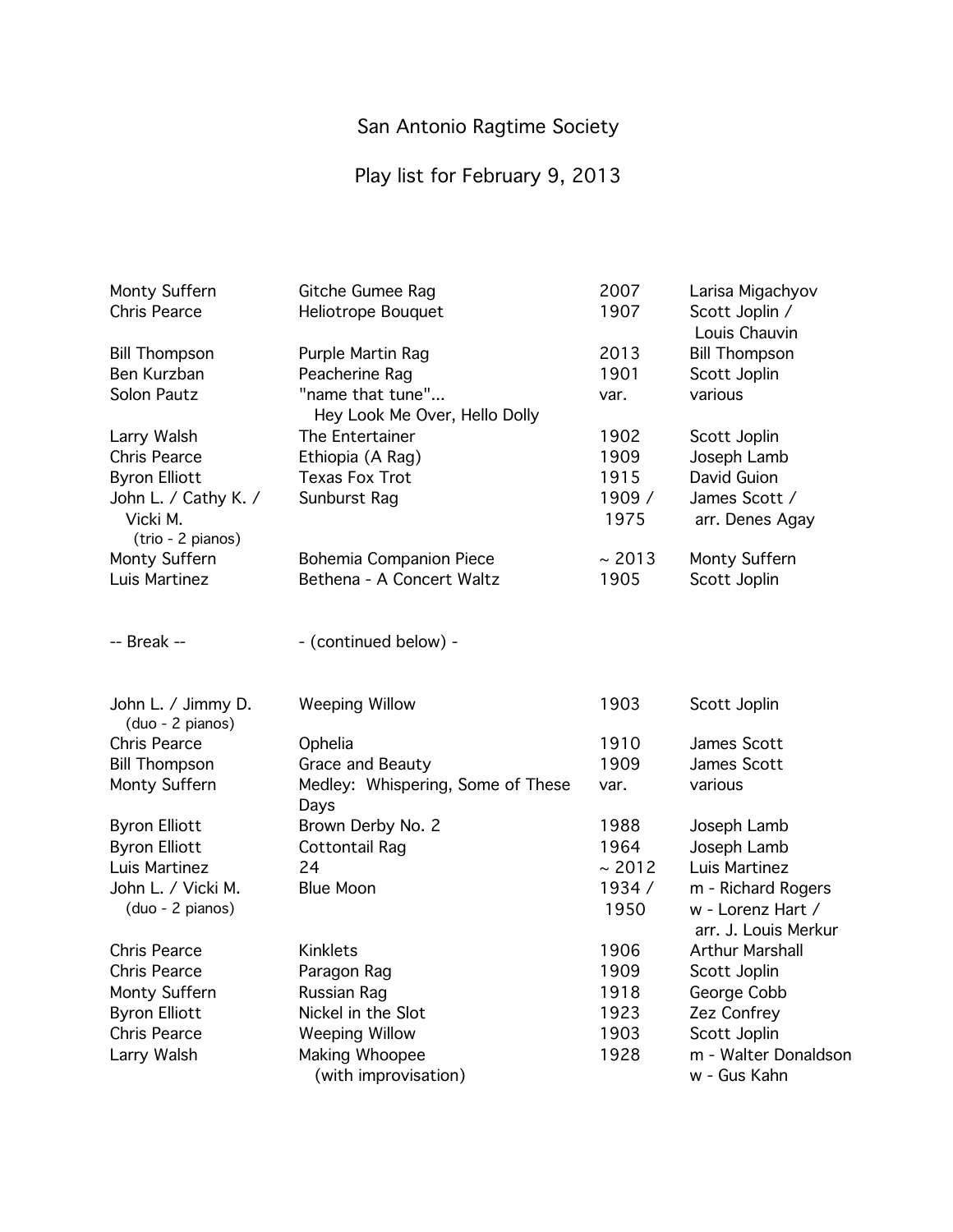# San Antonio Ragtime Society

## Play list for February 9, 2013

| Performer | Title | Year | Composer |
|---|---|---|---|
| Monty Suffern | Gitche Gumee Rag | 2007 | Larisa Migachyov |
| Chris Pearce | Heliotrope Bouquet | 1907 | Scott Joplin / Louis Chauvin |
| Bill Thompson | Purple Martin Rag | 2013 | Bill Thompson |
| Ben Kurzban | Peacherine Rag | 1901 | Scott Joplin |
| Solon Pautz | "name that tune"... Hey Look Me Over, Hello Dolly | var. | various |
| Larry Walsh | The Entertainer | 1902 | Scott Joplin |
| Chris Pearce | Ethiopia (A Rag) | 1909 | Joseph Lamb |
| Byron Elliott | Texas Fox Trot | 1915 | David Guion |
| John L. / Cathy K. / Vicki M. (trio - 2 pianos) | Sunburst Rag | 1909 / 1975 | James Scott / arr. Denes Agay |
| Monty Suffern | Bohemia Companion Piece | ~ 2013 | Monty Suffern |
| Luis Martinez | Bethena - A Concert Waltz | 1905 | Scott Joplin |
| -- Break -- | - (continued below) - | | |
| John L. / Jimmy D. (duo - 2 pianos) | Weeping Willow | 1903 | Scott Joplin |
| Chris Pearce | Ophelia | 1910 | James Scott |
| Bill Thompson | Grace and Beauty | 1909 | James Scott |
| Monty Suffern | Medley: Whispering, Some of These Days | var. | various |
| Byron Elliott | Brown Derby No. 2 | 1988 | Joseph Lamb |
| Byron Elliott | Cottontail Rag | 1964 | Joseph Lamb |
| Luis Martinez | 24 | ~ 2012 | Luis Martinez |
| John L. / Vicki M. (duo - 2 pianos) | Blue Moon | 1934 / 1950 | m - Richard Rogers w - Lorenz Hart / arr. J. Louis Merkur |
| Chris Pearce | Kinklets | 1906 | Arthur Marshall |
| Chris Pearce | Paragon Rag | 1909 | Scott Joplin |
| Monty Suffern | Russian Rag | 1918 | George Cobb |
| Byron Elliott | Nickel in the Slot | 1923 | Zez Confrey |
| Chris Pearce | Weeping Willow | 1903 | Scott Joplin |
| Larry Walsh | Making Whoopee (with improvisation) | 1928 | m - Walter Donaldson w - Gus Kahn |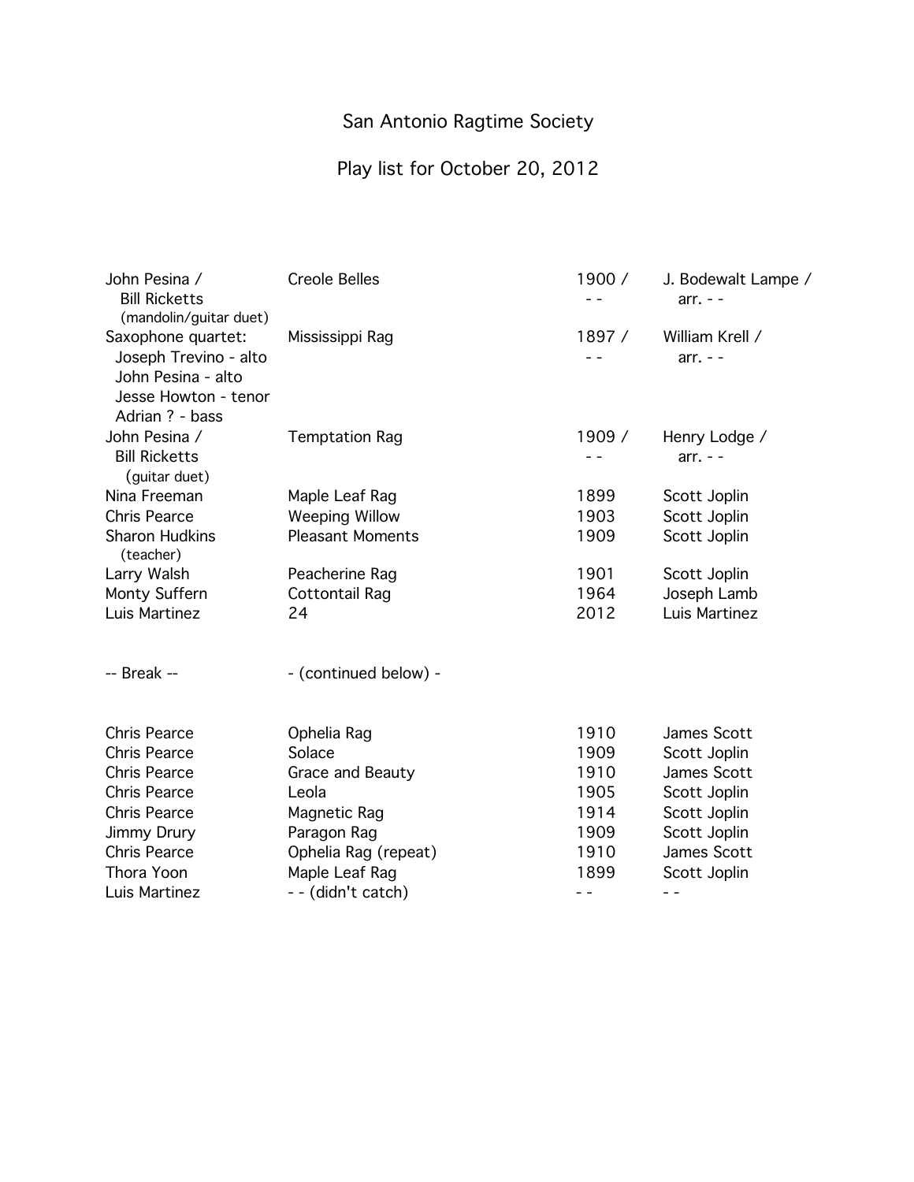# San Antonio Ragtime Society

## Play list for October 20, 2012

| | | | |
|---|---|---|---|
| John Pesina / Bill Ricketts (mandolin/guitar duet) | Creole Belles | 1900 / - - | J. Bodewalt Lampe / arr. - - |
| Saxophone quartet: Joseph Trevino - alto, John Pesina - alto, Jesse Howton - tenor, Adrian ? - bass | Mississippi Rag | 1897 / - - | William Krell / arr. - - |
| John Pesina / Bill Ricketts (guitar duet) | Temptation Rag | 1909 / - - | Henry Lodge / arr. - - |
| Nina Freeman | Maple Leaf Rag | 1899 | Scott Joplin |
| Chris Pearce | Weeping Willow | 1903 | Scott Joplin |
| Sharon Hudkins (teacher) | Pleasant Moments | 1909 | Scott Joplin |
| Larry Walsh | Peacherine Rag | 1901 | Scott Joplin |
| Monty Suffern | Cottontail Rag | 1964 | Joseph Lamb |
| Luis Martinez | 24 | 2012 | Luis Martinez |
| -- Break -- | - (continued below) - | | |
| Chris Pearce | Ophelia Rag | 1910 | James Scott |
| Chris Pearce | Solace | 1909 | Scott Joplin |
| Chris Pearce | Grace and Beauty | 1910 | James Scott |
| Chris Pearce | Leola | 1905 | Scott Joplin |
| Chris Pearce | Magnetic Rag | 1914 | Scott Joplin |
| Jimmy Drury | Paragon Rag | 1909 | Scott Joplin |
| Chris Pearce | Ophelia Rag (repeat) | 1910 | James Scott |
| Thora Yoon | Maple Leaf Rag | 1899 | Scott Joplin |
| Luis Martinez | - - (didn't catch) | - - | - - |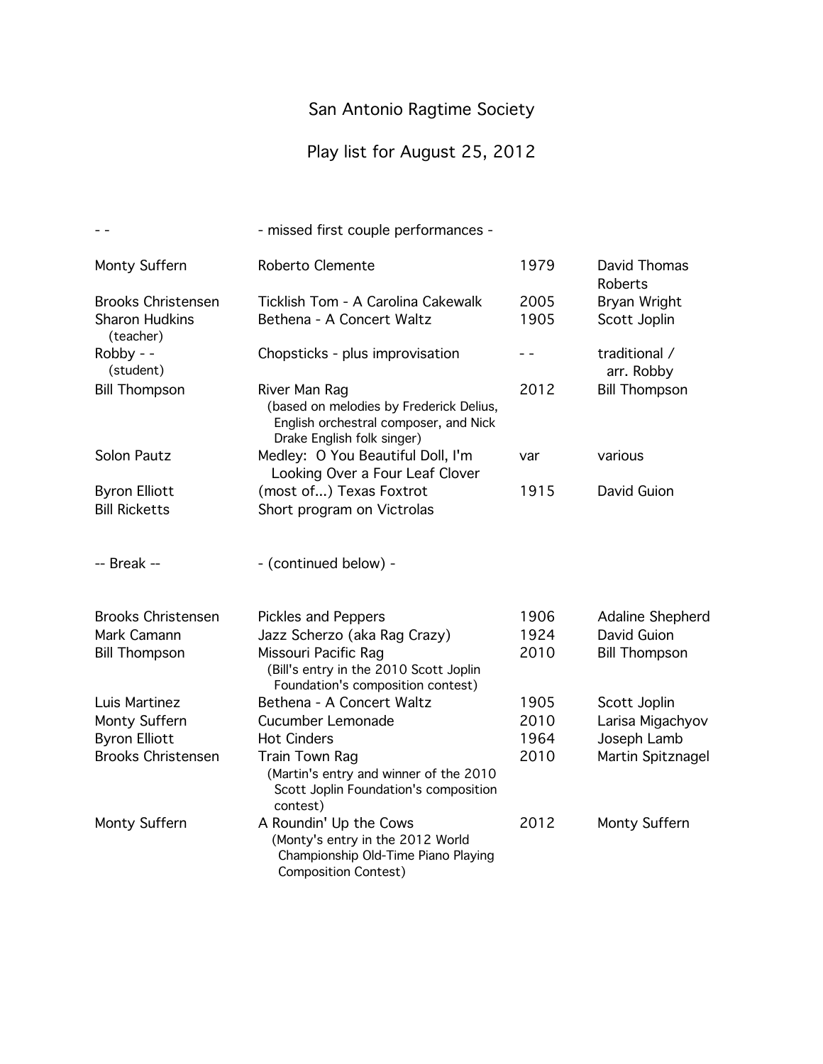# San Antonio Ragtime Society

## Play list for August 25, 2012

| | | | |
|---|---|---|---|
| - - | - missed first couple performances - | | |
| Monty Suffern | Roberto Clemente | 1979 | David Thomas Roberts |
| Brooks Christensen | Ticklish Tom - A Carolina Cakewalk | 2005 | Bryan Wright |
| Sharon Hudkins (teacher) | Bethena - A Concert Waltz | 1905 | Scott Joplin |
| Robby - - (student) | Chopsticks - plus improvisation | - - | traditional / arr. Robby |
| Bill Thompson | River Man Rag (based on melodies by Frederick Delius, English orchestral composer, and Nick Drake English folk singer) | 2012 | Bill Thompson |
| Solon Pautz | Medley: O You Beautiful Doll, I'm Looking Over a Four Leaf Clover | var | various |
| Byron Elliott | (most of...) Texas Foxtrot | 1915 | David Guion |
| Bill Ricketts | Short program on Victrolas | | |
| -- Break -- | - (continued below) - | | |
| Brooks Christensen | Pickles and Peppers | 1906 | Adaline Shepherd |
| Mark Camann | Jazz Scherzo (aka Rag Crazy) | 1924 | David Guion |
| Bill Thompson | Missouri Pacific Rag (Bill's entry in the 2010 Scott Joplin Foundation's composition contest) | 2010 | Bill Thompson |
| Luis Martinez | Bethena - A Concert Waltz | 1905 | Scott Joplin |
| Monty Suffern | Cucumber Lemonade | 2010 | Larisa Migachyov |
| Byron Elliott | Hot Cinders | 1964 | Joseph Lamb |
| Brooks Christensen | Train Town Rag (Martin's entry and winner of the 2010 Scott Joplin Foundation's composition contest) | 2010 | Martin Spitznagel |
| Monty Suffern | A Roundin' Up the Cows (Monty's entry in the 2012 World Championship Old-Time Piano Playing Composition Contest) | 2012 | Monty Suffern |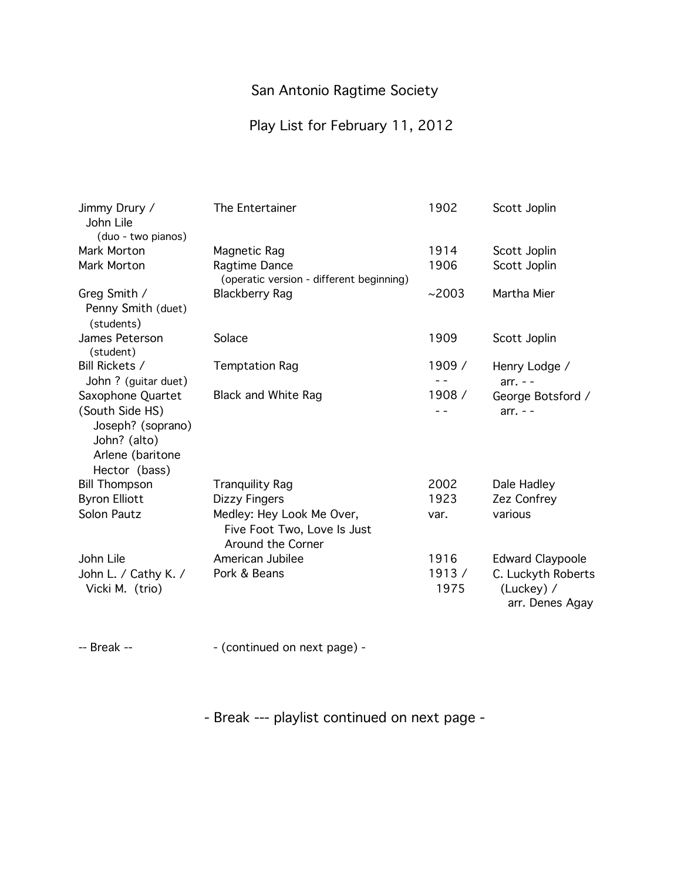San Antonio Ragtime Society

Play List for February 11, 2012

| | | | |
|---|---|---|---|
| Jimmy Drury / John Lile (duo - two pianos) | The Entertainer | 1902 | Scott Joplin |
| Mark Morton | Magnetic Rag | 1914 | Scott Joplin |
| Mark Morton | Ragtime Dance (operatic version - different beginning) | 1906 | Scott Joplin |
| Greg Smith / Penny Smith (duet) (students) | Blackberry Rag | ~2003 | Martha Mier |
| James Peterson (student) | Solace | 1909 | Scott Joplin |
| Bill Rickets / John ? (guitar duet) | Temptation Rag | 1909 / - - | Henry Lodge / arr. - - |
| Saxophone Quartet (South Side HS) Joseph? (soprano) John? (alto) Arlene (baritone Hector (bass) | Black and White Rag | 1908 / - - | George Botsford / arr. - - |
| Bill Thompson | Tranquility Rag | 2002 | Dale Hadley |
| Byron Elliott | Dizzy Fingers | 1923 | Zez Confrey |
| Solon Pautz | Medley: Hey Look Me Over, Five Foot Two, Love Is Just Around the Corner | var. | various |
| John Lile | American Jubilee | 1916 | Edward Claypoole |
| John L. / Cathy K. / Vicki M. (trio) | Pork & Beans | 1913 / 1975 | C. Luckyth Roberts (Luckey) / arr. Denes Agay |

-- Break -- - (continued on next page) -

- Break --- playlist continued on next page -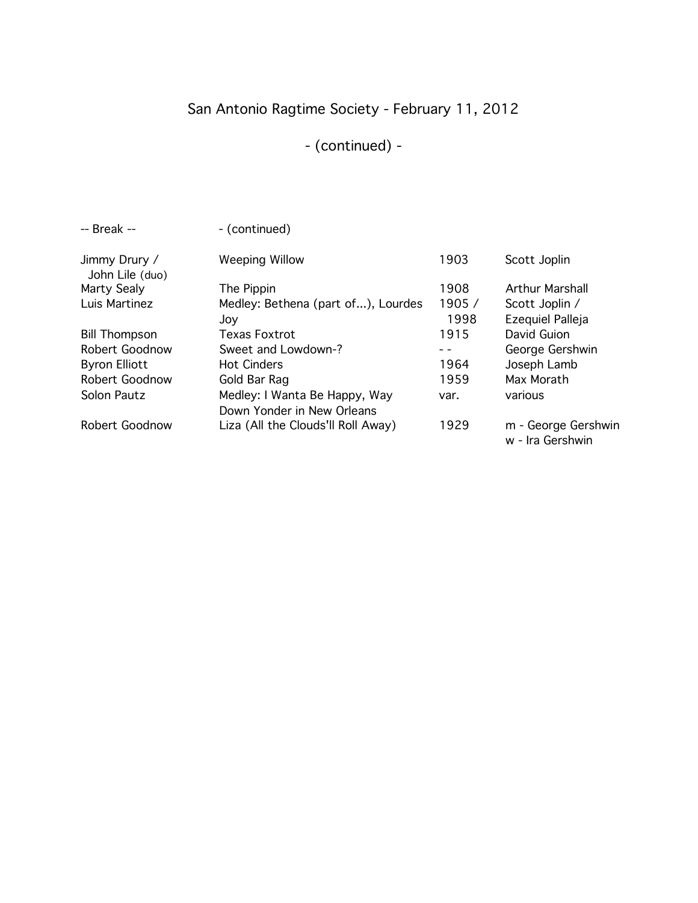# San Antonio Ragtime Society - February 11, 2012

## - (continued) -

| -- Break -- | - (continued) | | |
|---|---|---|---|
| Jimmy Drury / John Lile (duo) | Weeping Willow | 1903 | Scott Joplin |
| Marty Sealy | The Pippin | 1908 | Arthur Marshall |
| Luis Martinez | Medley: Bethena (part of...), Lourdes Joy | 1905 / 1998 | Scott Joplin / Ezequiel Palleja |
| Bill Thompson | Texas Foxtrot | 1915 | David Guion |
| Robert Goodnow | Sweet and Lowdown-? | - - | George Gershwin |
| Byron Elliott | Hot Cinders | 1964 | Joseph Lamb |
| Robert Goodnow | Gold Bar Rag | 1959 | Max Morath |
| Solon Pautz | Medley: I Wanta Be Happy, Way Down Yonder in New Orleans | var. | various |
| Robert Goodnow | Liza (All the Clouds'll Roll Away) | 1929 | m - George Gershwin w - Ira Gershwin |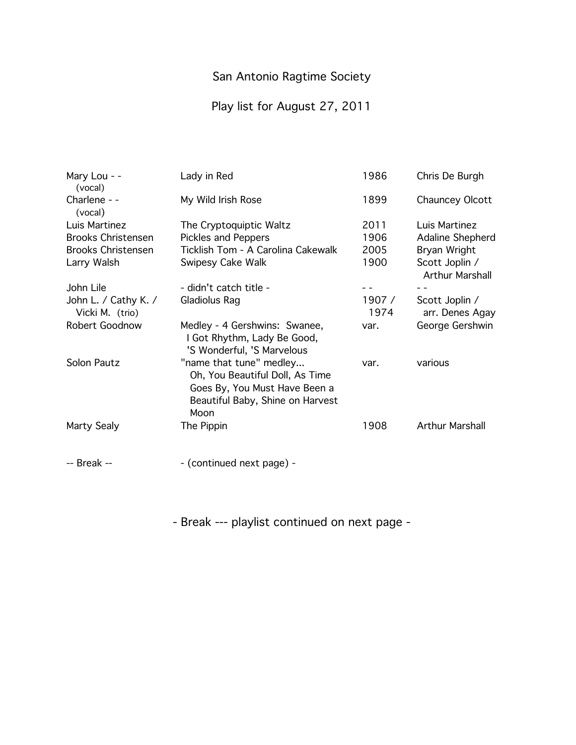# San Antonio Ragtime Society

## Play list for August 27, 2011

| Performer | Title | Year | Composer |
|---|---|---|---|
| Mary Lou - - (vocal) | Lady in Red | 1986 | Chris De Burgh |
| Charlene - - (vocal) | My Wild Irish Rose | 1899 | Chauncey Olcott |
| Luis Martinez | The Cryptoquiptic Waltz | 2011 | Luis Martinez |
| Brooks Christensen | Pickles and Peppers | 1906 | Adaline Shepherd |
| Brooks Christensen | Ticklish Tom - A Carolina Cakewalk | 2005 | Bryan Wright |
| Larry Walsh | Swipesy Cake Walk | 1900 | Scott Joplin / Arthur Marshall |
| John Lile | - didn't catch title - | - - | - - |
| John L. / Cathy K. / Vicki M. (trio) | Gladiolus Rag | 1907 / 1974 | Scott Joplin / arr. Denes Agay |
| Robert Goodnow | Medley - 4 Gershwins: Swanee, I Got Rhythm, Lady Be Good, 'S Wonderful, 'S Marvelous | var. | George Gershwin |
| Solon Pautz | "name that tune" medley... Oh, You Beautiful Doll, As Time Goes By, You Must Have Been a Beautiful Baby, Shine on Harvest Moon | var. | various |
| Marty Sealy | The Pippin | 1908 | Arthur Marshall |
| -- Break -- | - (continued next page) - | | |

- Break --- playlist continued on next page -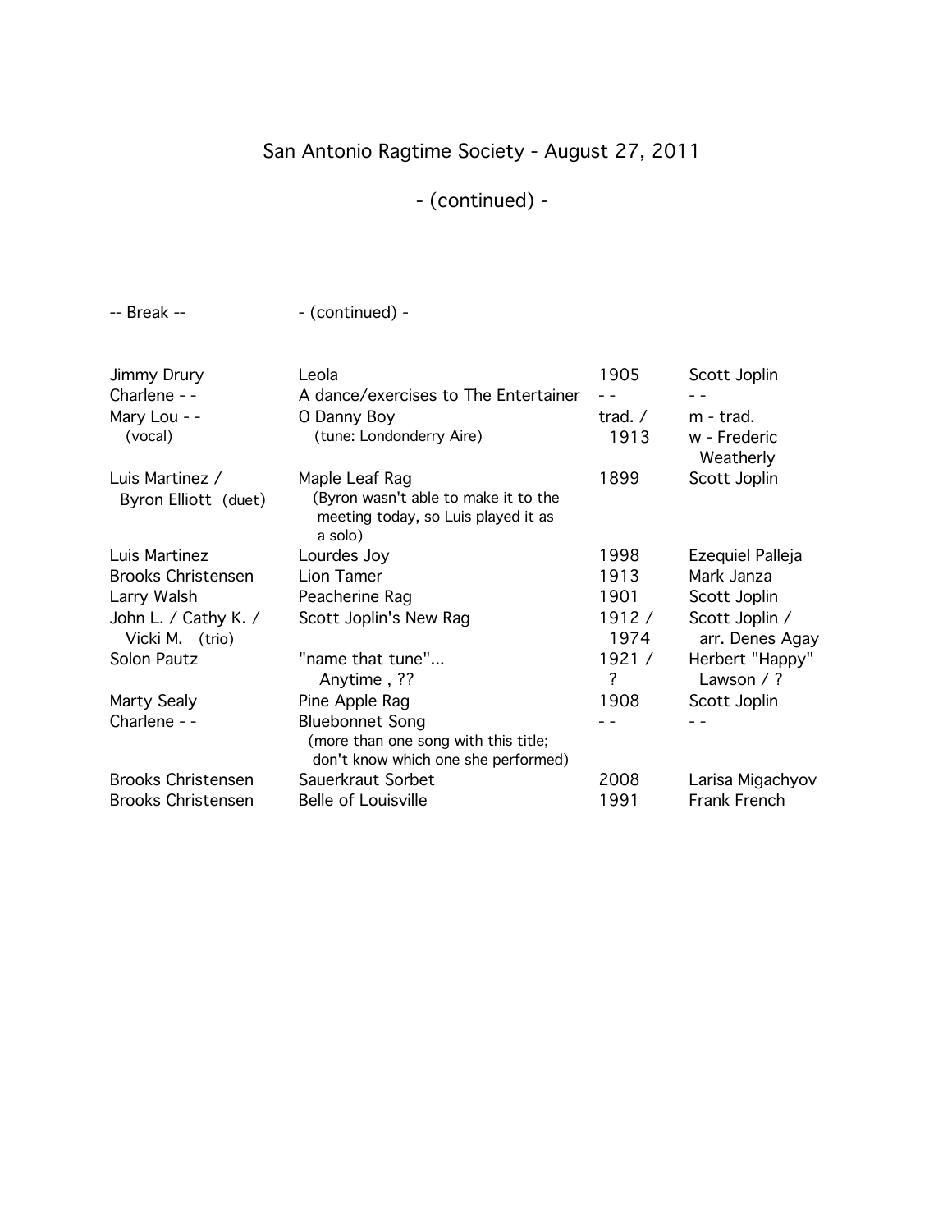# San Antonio Ragtime Society - August 27, 2011

## - (continued) -

-- Break -- - (continued) -

| | | | |
|---|---|---|---|
| Jimmy Drury | Leola | 1905 | Scott Joplin |
| Charlene - - | A dance/exercises to The Entertainer | - - | - - |
| Mary Lou - - (vocal) | O Danny Boy (tune: Londonderry Aire) | trad. / 1913 | m - trad. w - Frederic Weatherly |
| Luis Martinez / Byron Elliott (duet) | Maple Leaf Rag (Byron wasn't able to make it to the meeting today, so Luis played it as a solo) | 1899 | Scott Joplin |
| Luis Martinez | Lourdes Joy | 1998 | Ezequiel Palleja |
| Brooks Christensen | Lion Tamer | 1913 | Mark Janza |
| Larry Walsh | Peacherine Rag | 1901 | Scott Joplin |
| John L. / Cathy K. / Vicki M. (trio) | Scott Joplin's New Rag | 1912 / 1974 | Scott Joplin / arr. Denes Agay |
| Solon Pautz | "name that tune"... Anytime , ?? | 1921 / ? | Herbert "Happy" Lawson / ? |
| Marty Sealy | Pine Apple Rag | 1908 | Scott Joplin |
| Charlene - - | Bluebonnet Song (more than one song with this title; don't know which one she performed) | - - | - - |
| Brooks Christensen | Sauerkraut Sorbet | 2008 | Larisa Migachyov |
| Brooks Christensen | Belle of Louisville | 1991 | Frank French |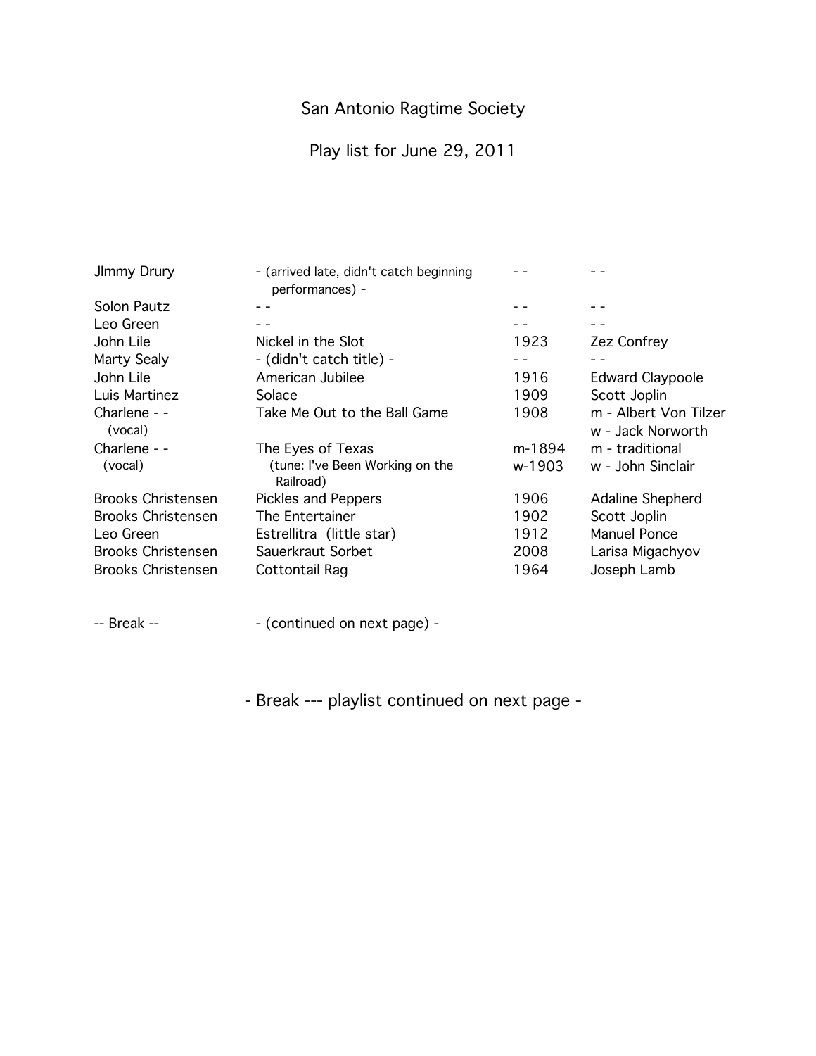San Antonio Ragtime Society

Play list for June 29, 2011

| | | | |
|---|---|---|---|
| JImmy Drury | - (arrived late, didn't catch beginning performances) - | - - | - - |
| Solon Pautz | - - | - - | - - |
| Leo Green | - - | - - | - - |
| John Lile | Nickel in the Slot | 1923 | Zez Confrey |
| Marty Sealy | - (didn't catch title) - | - - | - - |
| John Lile | American Jubilee | 1916 | Edward Claypoole |
| Luis Martinez | Solace | 1909 | Scott Joplin |
| Charlene - - (vocal) | Take Me Out to the Ball Game | 1908 | m - Albert Von Tilzer w - Jack Norworth |
| Charlene - - (vocal) | The Eyes of Texas (tune: I've Been Working on the Railroad) | m-1894 w-1903 | m - traditional w - John Sinclair |
| Brooks Christensen | Pickles and Peppers | 1906 | Adaline Shepherd |
| Brooks Christensen | The Entertainer | 1902 | Scott Joplin |
| Leo Green | Estrellitra (little star) | 1912 | Manuel Ponce |
| Brooks Christensen | Sauerkraut Sorbet | 2008 | Larisa Migachyov |
| Brooks Christensen | Cottontail Rag | 1964 | Joseph Lamb |

-- Break -- - (continued on next page) -

- Break --- playlist continued on next page -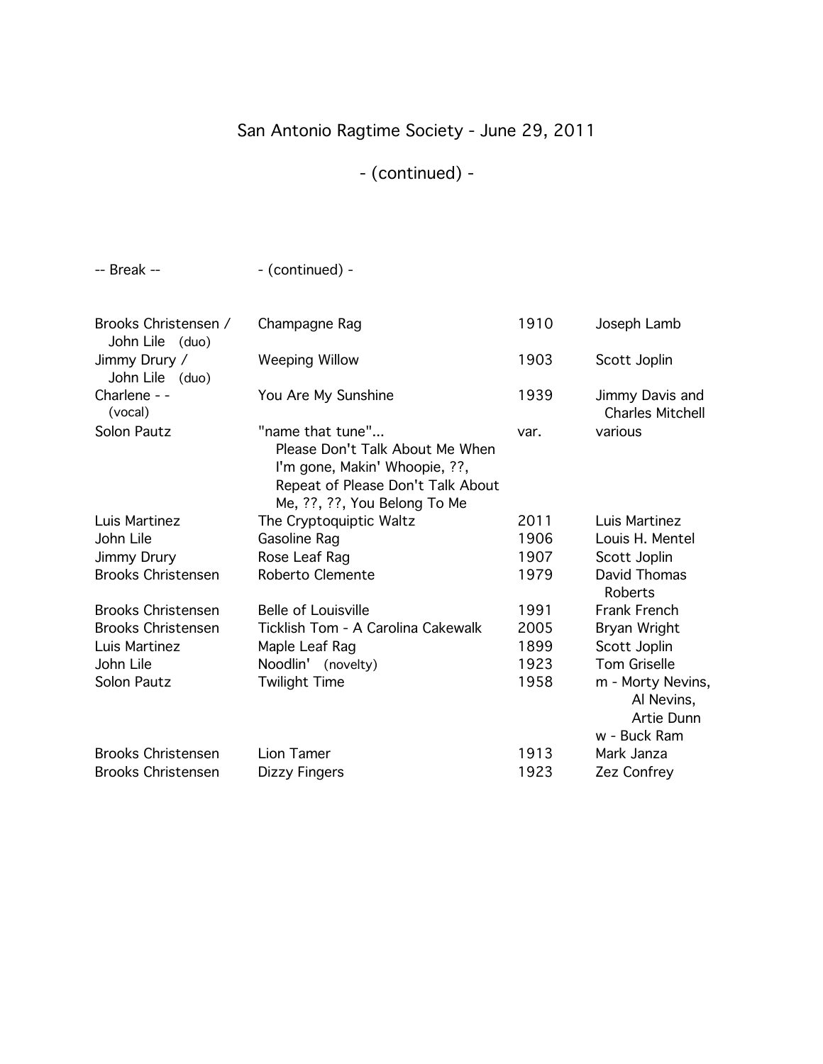# San Antonio Ragtime Society - June 29, 2011

## - (continued) -

| -- Break -- | - (continued) - | | |
|---|---|---|---|
| Brooks Christensen / John Lile (duo) | Champagne Rag | 1910 | Joseph Lamb |
| Jimmy Drury / John Lile (duo) | Weeping Willow | 1903 | Scott Joplin |
| Charlene - - (vocal) | You Are My Sunshine | 1939 | Jimmy Davis and Charles Mitchell |
| Solon Pautz | "name that tune"... Please Don't Talk About Me When I'm gone, Makin' Whoopie, ??, Repeat of Please Don't Talk About Me, ??, ??, You Belong To Me | var. | various |
| Luis Martinez | The Cryptoquiptic Waltz | 2011 | Luis Martinez |
| John Lile | Gasoline Rag | 1906 | Louis H. Mentel |
| Jimmy Drury | Rose Leaf Rag | 1907 | Scott Joplin |
| Brooks Christensen | Roberto Clemente | 1979 | David Thomas Roberts |
| Brooks Christensen | Belle of Louisville | 1991 | Frank French |
| Brooks Christensen | Ticklish Tom - A Carolina Cakewalk | 2005 | Bryan Wright |
| Luis Martinez | Maple Leaf Rag | 1899 | Scott Joplin |
| John Lile | Noodlin' (novelty) | 1923 | Tom Griselle |
| Solon Pautz | Twilight Time | 1958 | m - Morty Nevins, Al Nevins, Artie Dunn<br>w - Buck Ram |
| Brooks Christensen | Lion Tamer | 1913 | Mark Janza |
| Brooks Christensen | Dizzy Fingers | 1923 | Zez Confrey |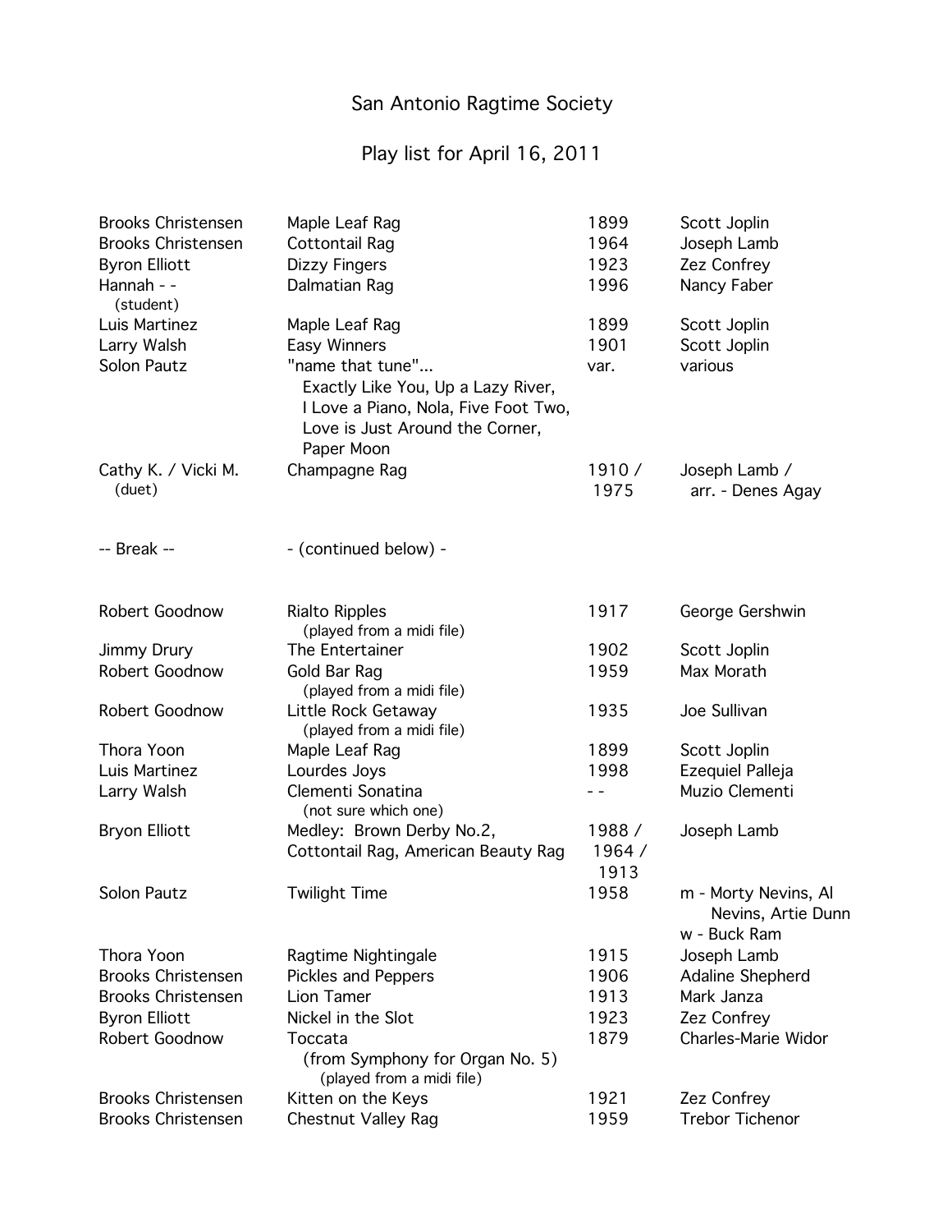# San Antonio Ragtime Society

## Play list for April 16, 2011

| | | | |
|---|---|---|---|
| Brooks Christensen | Maple Leaf Rag | 1899 | Scott Joplin |
| Brooks Christensen | Cottontail Rag | 1964 | Joseph Lamb |
| Byron Elliott | Dizzy Fingers | 1923 | Zez Confrey |
| Hannah - - (student) | Dalmatian Rag | 1996 | Nancy Faber |
| Luis Martinez | Maple Leaf Rag | 1899 | Scott Joplin |
| Larry Walsh | Easy Winners | 1901 | Scott Joplin |
| Solon Pautz | "name that tune"... Exactly Like You, Up a Lazy River, I Love a Piano, Nola, Five Foot Two, Love is Just Around the Corner, Paper Moon | var. | various |
| Cathy K. / Vicki M. (duet) | Champagne Rag | 1910 / 1975 | Joseph Lamb / arr. - Denes Agay |
| -- Break -- | - (continued below) - | | |
| Robert Goodnow | Rialto Ripples (played from a midi file) | 1917 | George Gershwin |
| Jimmy Drury | The Entertainer | 1902 | Scott Joplin |
| Robert Goodnow | Gold Bar Rag (played from a midi file) | 1959 | Max Morath |
| Robert Goodnow | Little Rock Getaway (played from a midi file) | 1935 | Joe Sullivan |
| Thora Yoon | Maple Leaf Rag | 1899 | Scott Joplin |
| Luis Martinez | Lourdes Joys | 1998 | Ezequiel Palleja |
| Larry Walsh | Clementi Sonatina (not sure which one) | - - | Muzio Clementi |
| Bryon Elliott | Medley: Brown Derby No.2, Cottontail Rag, American Beauty Rag | 1988 / 1964 / 1913 | Joseph Lamb |
| Solon Pautz | Twilight Time | 1958 | m - Morty Nevins, Al Nevins, Artie Dunn w - Buck Ram |
| Thora Yoon | Ragtime Nightingale | 1915 | Joseph Lamb |
| Brooks Christensen | Pickles and Peppers | 1906 | Adaline Shepherd |
| Brooks Christensen | Lion Tamer | 1913 | Mark Janza |
| Byron Elliott | Nickel in the Slot | 1923 | Zez Confrey |
| Robert Goodnow | Toccata (from Symphony for Organ No. 5) (played from a midi file) | 1879 | Charles-Marie Widor |
| Brooks Christensen | Kitten on the Keys | 1921 | Zez Confrey |
| Brooks Christensen | Chestnut Valley Rag | 1959 | Trebor Tichenor |